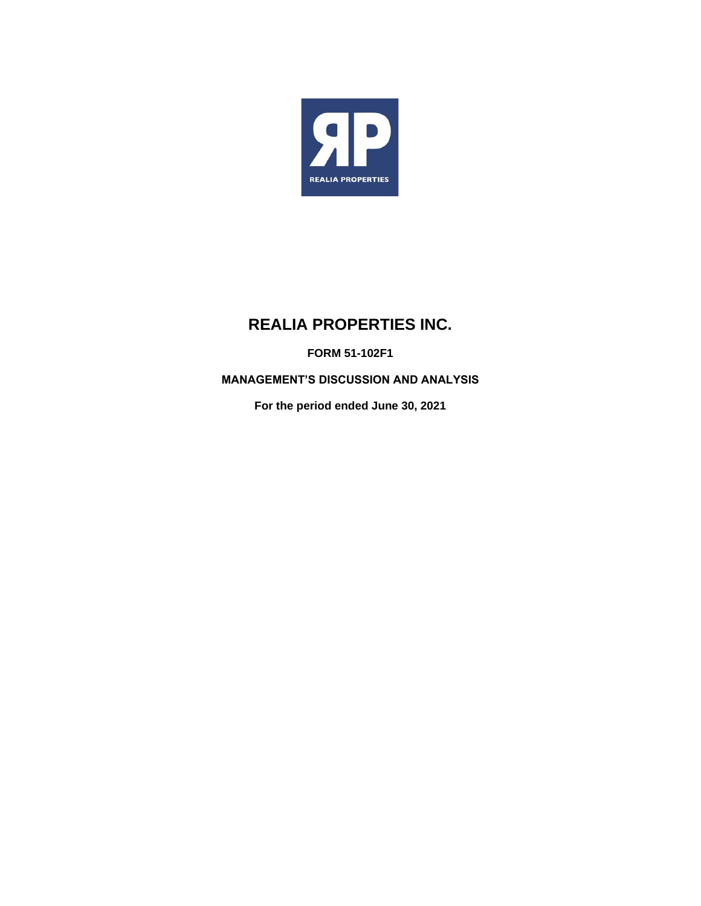# REALIA PROPERTIES INC.

**FORM 51-102F1**

**MANAGEMENT'S DISCUSSION AND ANALYSIS**

**For the period ended June 30, 2021**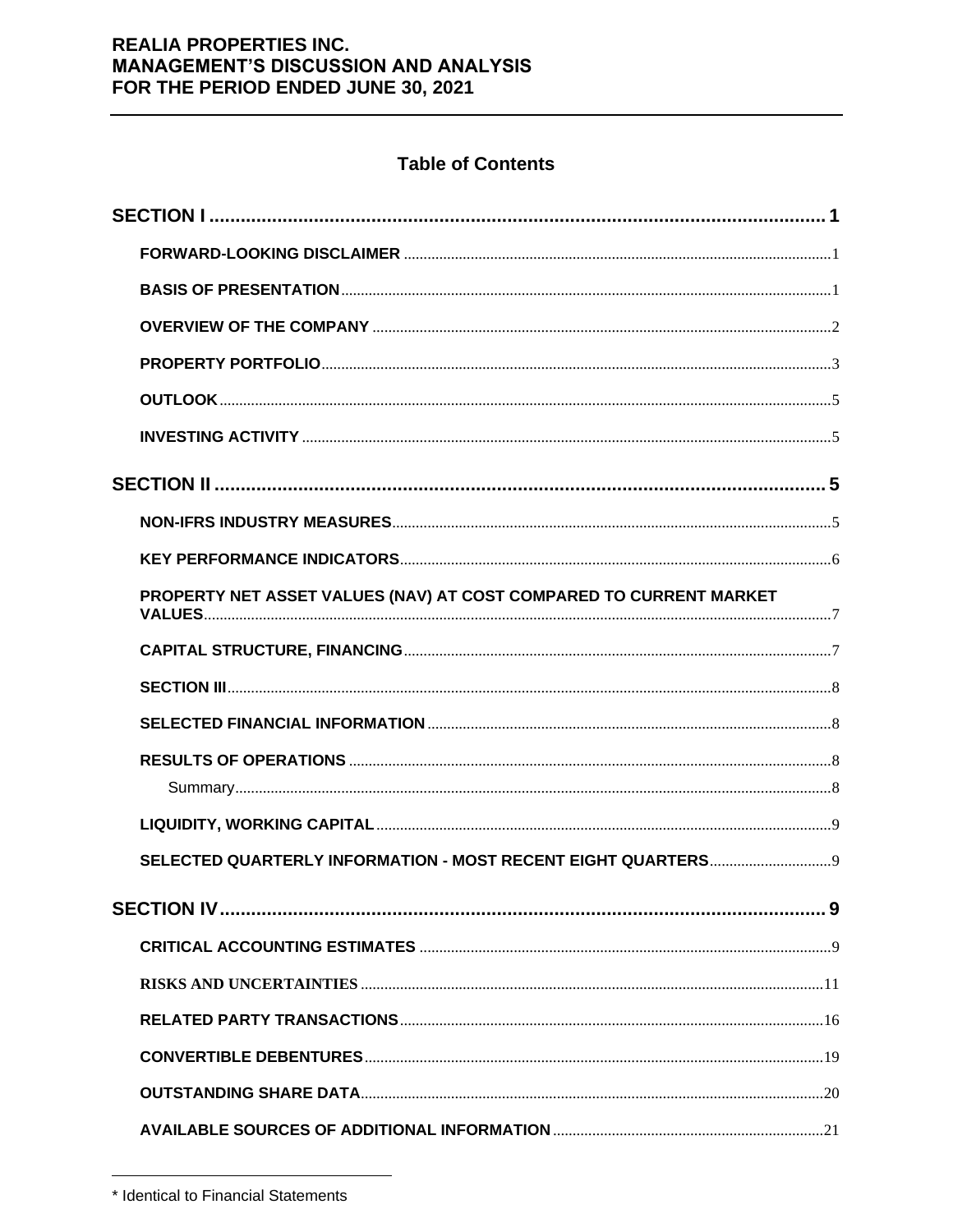## Table of Contents

**SECTION I** ........ 1

- **FORWARD-LOOKING DISCLAIMER** ........ 1
- **BASIS OF PRESENTATION** ........ 1
- **OVERVIEW OF THE COMPANY** ........ 2
- **PROPERTY PORTFOLIO** ........ 3
- **OUTLOOK** ........ 5
- **INVESTING ACTIVITY** ........ 5

**SECTION II** ........ 5

- **NON-IFRS INDUSTRY MEASURES** ........ 5
- **KEY PERFORMANCE INDICATORS** ........ 6
- **PROPERTY NET ASSET VALUES (NAV) AT COST COMPARED TO CURRENT MARKET VALUES** ........ 7
- **CAPITAL STRUCTURE, FINANCING** ........ 7
- **SECTION III** ........ 8
- **SELECTED FINANCIAL INFORMATION** ........ 8
- **RESULTS OF OPERATIONS** ........ 8
  - Summary ........ 8
- **LIQUIDITY, WORKING CAPITAL** ........ 9
- **SELECTED QUARTERLY INFORMATION - MOST RECENT EIGHT QUARTERS** ........ 9

**SECTION IV** ........ 9

- **CRITICAL ACCOUNTING ESTIMATES** ........ 9
- **RISKS AND UNCERTAINTIES** ........ 11
- **RELATED PARTY TRANSACTIONS** ........ 16
- **CONVERTIBLE DEBENTURES** ........ 19
- **OUTSTANDING SHARE DATA** ........ 20
- **AVAILABLE SOURCES OF ADDITIONAL INFORMATION** ........ 21

* Identical to Financial Statements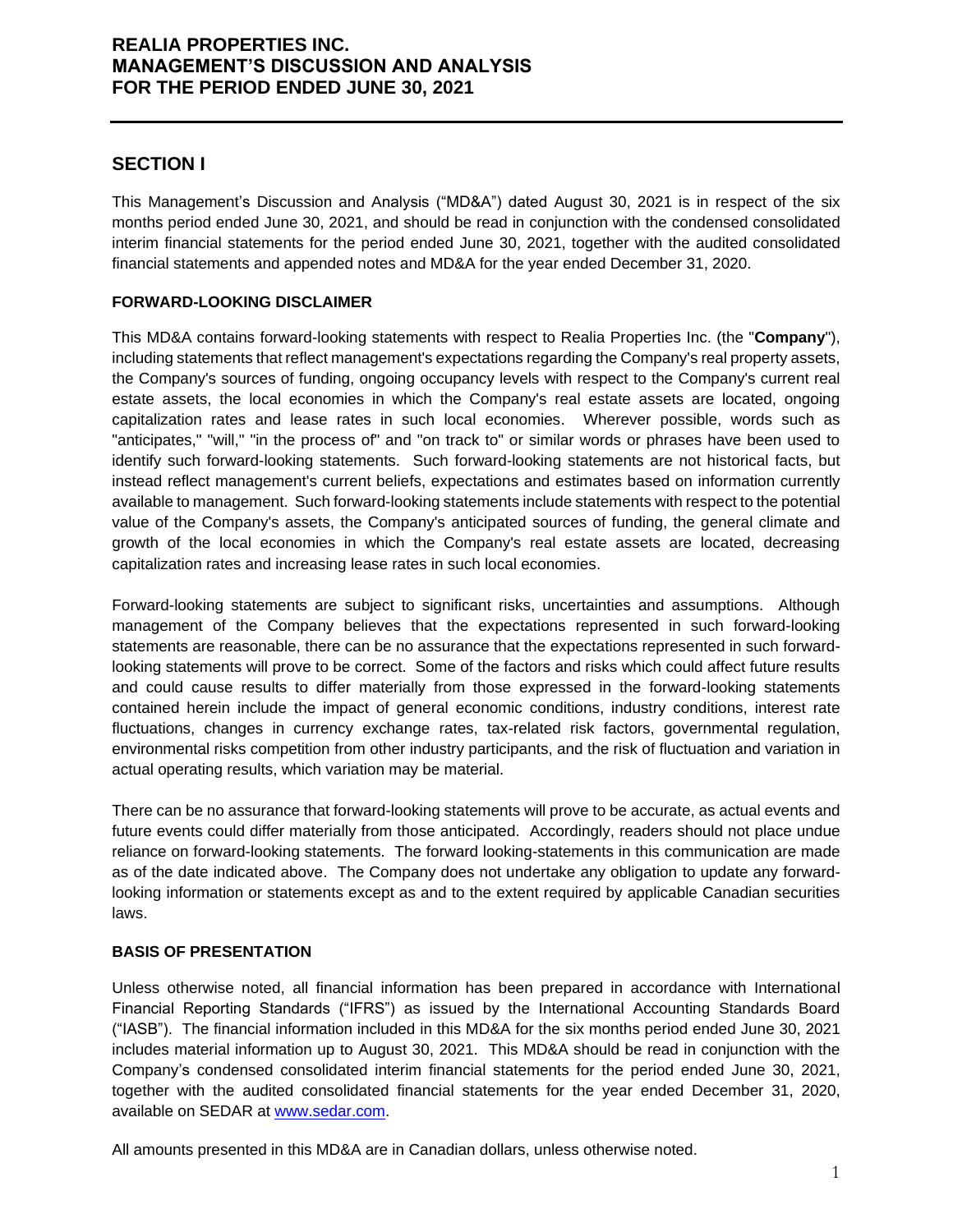## SECTION I

This Management's Discussion and Analysis ("MD&A") dated August 30, 2021 is in respect of the six months period ended June 30, 2021, and should be read in conjunction with the condensed consolidated interim financial statements for the period ended June 30, 2021, together with the audited consolidated financial statements and appended notes and MD&A for the year ended December 31, 2020.

### FORWARD-LOOKING DISCLAIMER

This MD&A contains forward-looking statements with respect to Realia Properties Inc. (the "**Company**"), including statements that reflect management's expectations regarding the Company's real property assets, the Company's sources of funding, ongoing occupancy levels with respect to the Company's current real estate assets, the local economies in which the Company's real estate assets are located, ongoing capitalization rates and lease rates in such local economies. Wherever possible, words such as "anticipates," "will," "in the process of" and "on track to" or similar words or phrases have been used to identify such forward-looking statements. Such forward-looking statements are not historical facts, but instead reflect management's current beliefs, expectations and estimates based on information currently available to management. Such forward-looking statements include statements with respect to the potential value of the Company's assets, the Company's anticipated sources of funding, the general climate and growth of the local economies in which the Company's real estate assets are located, decreasing capitalization rates and increasing lease rates in such local economies.

Forward-looking statements are subject to significant risks, uncertainties and assumptions. Although management of the Company believes that the expectations represented in such forward-looking statements are reasonable, there can be no assurance that the expectations represented in such forward-looking statements will prove to be correct. Some of the factors and risks which could affect future results and could cause results to differ materially from those expressed in the forward-looking statements contained herein include the impact of general economic conditions, industry conditions, interest rate fluctuations, changes in currency exchange rates, tax-related risk factors, governmental regulation, environmental risks competition from other industry participants, and the risk of fluctuation and variation in actual operating results, which variation may be material.

There can be no assurance that forward-looking statements will prove to be accurate, as actual events and future events could differ materially from those anticipated. Accordingly, readers should not place undue reliance on forward-looking statements. The forward looking-statements in this communication are made as of the date indicated above. The Company does not undertake any obligation to update any forward-looking information or statements except as and to the extent required by applicable Canadian securities laws.

### BASIS OF PRESENTATION

Unless otherwise noted, all financial information has been prepared in accordance with International Financial Reporting Standards ("IFRS") as issued by the International Accounting Standards Board ("IASB"). The financial information included in this MD&A for the six months period ended June 30, 2021 includes material information up to August 30, 2021. This MD&A should be read in conjunction with the Company's condensed consolidated interim financial statements for the period ended June 30, 2021, together with the audited consolidated financial statements for the year ended December 31, 2020, available on SEDAR at www.sedar.com.

All amounts presented in this MD&A are in Canadian dollars, unless otherwise noted.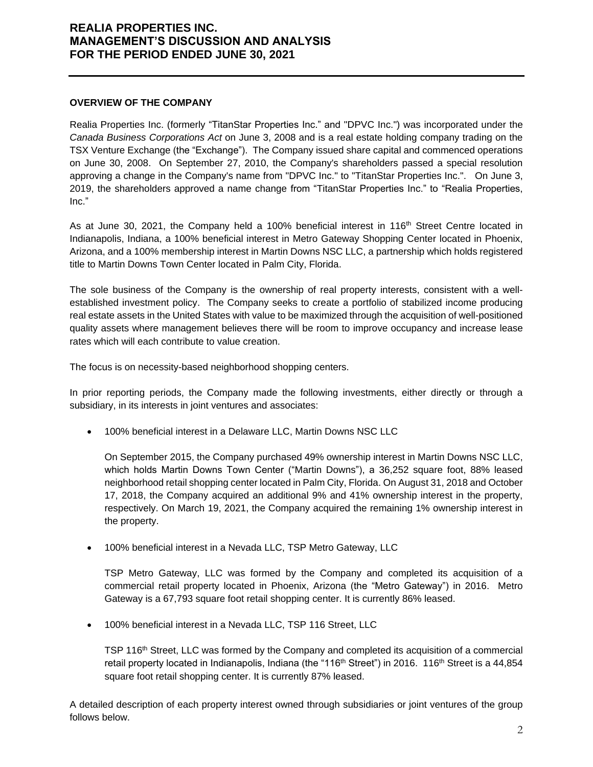## OVERVIEW OF THE COMPANY

Realia Properties Inc. (formerly "TitanStar Properties Inc." and "DPVC Inc.") was incorporated under the *Canada Business Corporations Act* on June 3, 2008 and is a real estate holding company trading on the TSX Venture Exchange (the "Exchange"). The Company issued share capital and commenced operations on June 30, 2008. On September 27, 2010, the Company's shareholders passed a special resolution approving a change in the Company's name from "DPVC Inc." to "TitanStar Properties Inc.". On June 3, 2019, the shareholders approved a name change from "TitanStar Properties Inc." to "Realia Properties, Inc."

As at June 30, 2021, the Company held a 100% beneficial interest in 116th Street Centre located in Indianapolis, Indiana, a 100% beneficial interest in Metro Gateway Shopping Center located in Phoenix, Arizona, and a 100% membership interest in Martin Downs NSC LLC, a partnership which holds registered title to Martin Downs Town Center located in Palm City, Florida.

The sole business of the Company is the ownership of real property interests, consistent with a well-established investment policy. The Company seeks to create a portfolio of stabilized income producing real estate assets in the United States with value to be maximized through the acquisition of well-positioned quality assets where management believes there will be room to improve occupancy and increase lease rates which will each contribute to value creation.

The focus is on necessity-based neighborhood shopping centers.

In prior reporting periods, the Company made the following investments, either directly or through a subsidiary, in its interests in joint ventures and associates:

- 100% beneficial interest in a Delaware LLC, Martin Downs NSC LLC

  On September 2015, the Company purchased 49% ownership interest in Martin Downs NSC LLC, which holds Martin Downs Town Center ("Martin Downs"), a 36,252 square foot, 88% leased neighborhood retail shopping center located in Palm City, Florida. On August 31, 2018 and October 17, 2018, the Company acquired an additional 9% and 41% ownership interest in the property, respectively. On March 19, 2021, the Company acquired the remaining 1% ownership interest in the property.

- 100% beneficial interest in a Nevada LLC, TSP Metro Gateway, LLC

  TSP Metro Gateway, LLC was formed by the Company and completed its acquisition of a commercial retail property located in Phoenix, Arizona (the "Metro Gateway") in 2016. Metro Gateway is a 67,793 square foot retail shopping center. It is currently 86% leased.

- 100% beneficial interest in a Nevada LLC, TSP 116 Street, LLC

  TSP 116th Street, LLC was formed by the Company and completed its acquisition of a commercial retail property located in Indianapolis, Indiana (the "116th Street") in 2016. 116th Street is a 44,854 square foot retail shopping center. It is currently 87% leased.

A detailed description of each property interest owned through subsidiaries or joint ventures of the group follows below.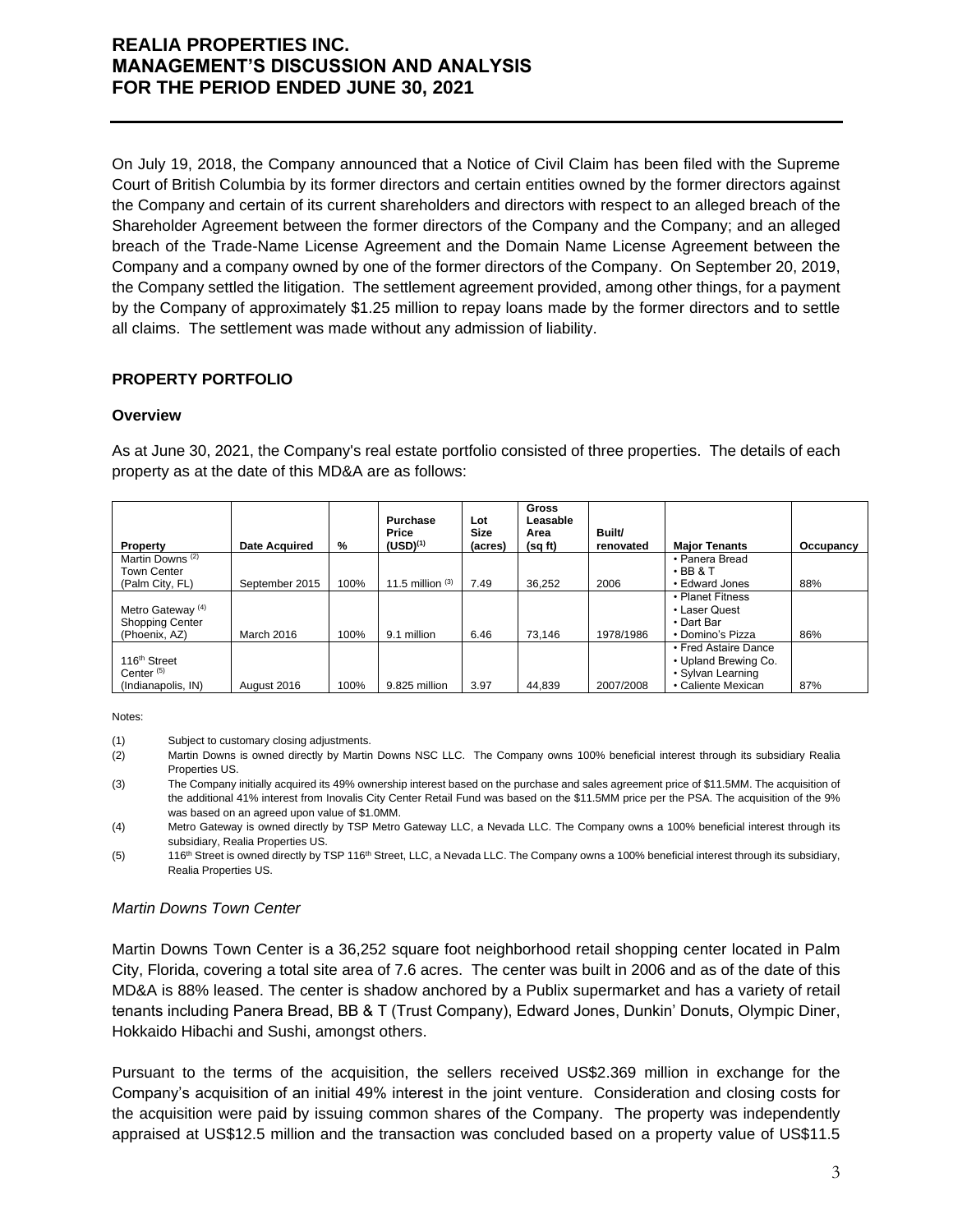On July 19, 2018, the Company announced that a Notice of Civil Claim has been filed with the Supreme Court of British Columbia by its former directors and certain entities owned by the former directors against the Company and certain of its current shareholders and directors with respect to an alleged breach of the Shareholder Agreement between the former directors of the Company and the Company; and an alleged breach of the Trade-Name License Agreement and the Domain Name License Agreement between the Company and a company owned by one of the former directors of the Company. On September 20, 2019, the Company settled the litigation. The settlement agreement provided, among other things, for a payment by the Company of approximately $1.25 million to repay loans made by the former directors and to settle all claims. The settlement was made without any admission of liability.

## PROPERTY PORTFOLIO

### Overview

As at June 30, 2021, the Company's real estate portfolio consisted of three properties. The details of each property as at the date of this MD&A are as follows:

| Property | Date Acquired | % | Purchase Price (USD)[1] | Lot Size (acres) | Gross Leasable Area (sq ft) | Built/ renovated | Major Tenants | Occupancy |
|---|---|---|---|---|---|---|---|---|
| Martin Downs [2] Town Center (Palm City, FL) | September 2015 | 100% | 11.5 million [3] | 7.49 | 36,252 | 2006 | • Panera Bread • BB & T • Edward Jones | 88% |
| Metro Gateway [4] Shopping Center (Phoenix, AZ) | March 2016 | 100% | 9.1 million | 6.46 | 73,146 | 1978/1986 | • Planet Fitness • Laser Quest • Dart Bar • Domino's Pizza | 86% |
| 116th Street Center [5] (Indianapolis, IN) | August 2016 | 100% | 9.825 million | 3.97 | 44,839 | 2007/2008 | • Fred Astaire Dance • Upland Brewing Co. • Sylvan Learning • Caliente Mexican | 87% |

Notes:

(1) Subject to customary closing adjustments.

(2) Martin Downs is owned directly by Martin Downs NSC LLC. The Company owns 100% beneficial interest through its subsidiary Realia Properties US.

(3) The Company initially acquired its 49% ownership interest based on the purchase and sales agreement price of $11.5MM. The acquisition of the additional 41% interest from Inovalis City Center Retail Fund was based on the $11.5MM price per the PSA. The acquisition of the 9% was based on an agreed upon value of $1.0MM.

(4) Metro Gateway is owned directly by TSP Metro Gateway LLC, a Nevada LLC. The Company owns a 100% beneficial interest through its subsidiary, Realia Properties US.

(5) 116th Street is owned directly by TSP 116th Street, LLC, a Nevada LLC. The Company owns a 100% beneficial interest through its subsidiary, Realia Properties US.

*Martin Downs Town Center*

Martin Downs Town Center is a 36,252 square foot neighborhood retail shopping center located in Palm City, Florida, covering a total site area of 7.6 acres. The center was built in 2006 and as of the date of this MD&A is 88% leased. The center is shadow anchored by a Publix supermarket and has a variety of retail tenants including Panera Bread, BB & T (Trust Company), Edward Jones, Dunkin' Donuts, Olympic Diner, Hokkaido Hibachi and Sushi, amongst others.

Pursuant to the terms of the acquisition, the sellers received US$2.369 million in exchange for the Company's acquisition of an initial 49% interest in the joint venture. Consideration and closing costs for the acquisition were paid by issuing common shares of the Company. The property was independently appraised at US$12.5 million and the transaction was concluded based on a property value of US$11.5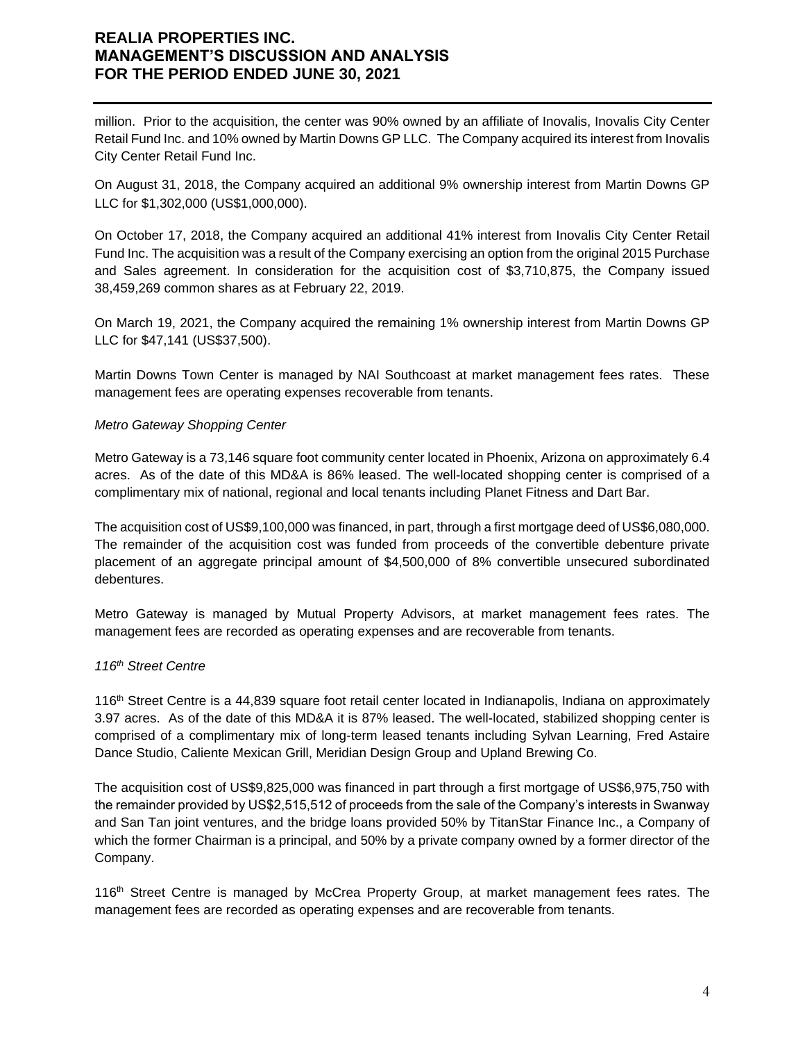million. Prior to the acquisition, the center was 90% owned by an affiliate of Inovalis, Inovalis City Center Retail Fund Inc. and 10% owned by Martin Downs GP LLC. The Company acquired its interest from Inovalis City Center Retail Fund Inc.

On August 31, 2018, the Company acquired an additional 9% ownership interest from Martin Downs GP LLC for $1,302,000 (US$1,000,000).

On October 17, 2018, the Company acquired an additional 41% interest from Inovalis City Center Retail Fund Inc. The acquisition was a result of the Company exercising an option from the original 2015 Purchase and Sales agreement. In consideration for the acquisition cost of $3,710,875, the Company issued 38,459,269 common shares as at February 22, 2019.

On March 19, 2021, the Company acquired the remaining 1% ownership interest from Martin Downs GP LLC for $47,141 (US$37,500).

Martin Downs Town Center is managed by NAI Southcoast at market management fees rates. These management fees are operating expenses recoverable from tenants.

*Metro Gateway Shopping Center*

Metro Gateway is a 73,146 square foot community center located in Phoenix, Arizona on approximately 6.4 acres. As of the date of this MD&A is 86% leased. The well-located shopping center is comprised of a complimentary mix of national, regional and local tenants including Planet Fitness and Dart Bar.

The acquisition cost of US$9,100,000 was financed, in part, through a first mortgage deed of US$6,080,000. The remainder of the acquisition cost was funded from proceeds of the convertible debenture private placement of an aggregate principal amount of $4,500,000 of 8% convertible unsecured subordinated debentures.

Metro Gateway is managed by Mutual Property Advisors, at market management fees rates. The management fees are recorded as operating expenses and are recoverable from tenants.

*116th Street Centre*

116th Street Centre is a 44,839 square foot retail center located in Indianapolis, Indiana on approximately 3.97 acres. As of the date of this MD&A it is 87% leased. The well-located, stabilized shopping center is comprised of a complimentary mix of long-term leased tenants including Sylvan Learning, Fred Astaire Dance Studio, Caliente Mexican Grill, Meridian Design Group and Upland Brewing Co.

The acquisition cost of US$9,825,000 was financed in part through a first mortgage of US$6,975,750 with the remainder provided by US$2,515,512 of proceeds from the sale of the Company's interests in Swanway and San Tan joint ventures, and the bridge loans provided 50% by TitanStar Finance Inc., a Company of which the former Chairman is a principal, and 50% by a private company owned by a former director of the Company.

116th Street Centre is managed by McCrea Property Group, at market management fees rates. The management fees are recorded as operating expenses and are recoverable from tenants.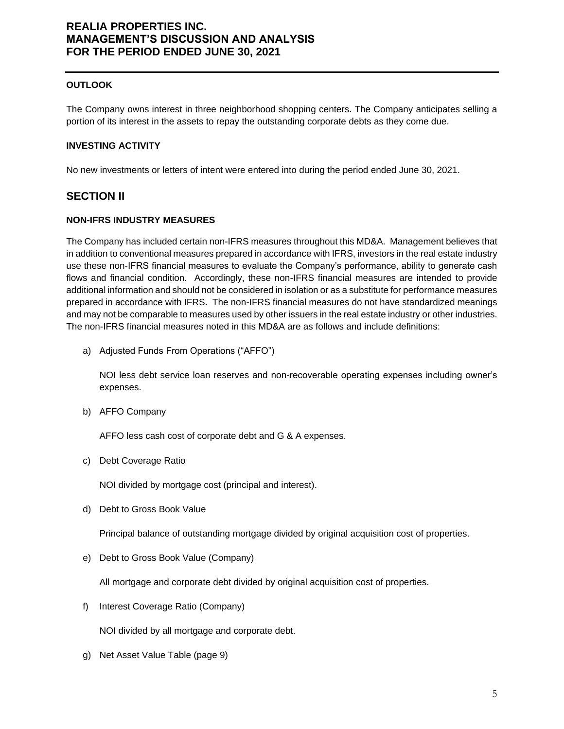### OUTLOOK

The Company owns interest in three neighborhood shopping centers. The Company anticipates selling a portion of its interest in the assets to repay the outstanding corporate debts as they come due.

### INVESTING ACTIVITY

No new investments or letters of intent were entered into during the period ended June 30, 2021.

## SECTION II

### NON-IFRS INDUSTRY MEASURES

The Company has included certain non-IFRS measures throughout this MD&A. Management believes that in addition to conventional measures prepared in accordance with IFRS, investors in the real estate industry use these non-IFRS financial measures to evaluate the Company's performance, ability to generate cash flows and financial condition. Accordingly, these non-IFRS financial measures are intended to provide additional information and should not be considered in isolation or as a substitute for performance measures prepared in accordance with IFRS. The non-IFRS financial measures do not have standardized meanings and may not be comparable to measures used by other issuers in the real estate industry or other industries. The non-IFRS financial measures noted in this MD&A are as follows and include definitions:

a) Adjusted Funds From Operations ("AFFO")

   NOI less debt service loan reserves and non-recoverable operating expenses including owner's expenses.

b) AFFO Company

   AFFO less cash cost of corporate debt and G & A expenses.

c) Debt Coverage Ratio

   NOI divided by mortgage cost (principal and interest).

d) Debt to Gross Book Value

   Principal balance of outstanding mortgage divided by original acquisition cost of properties.

e) Debt to Gross Book Value (Company)

   All mortgage and corporate debt divided by original acquisition cost of properties.

f) Interest Coverage Ratio (Company)

   NOI divided by all mortgage and corporate debt.

g) Net Asset Value Table (page 9)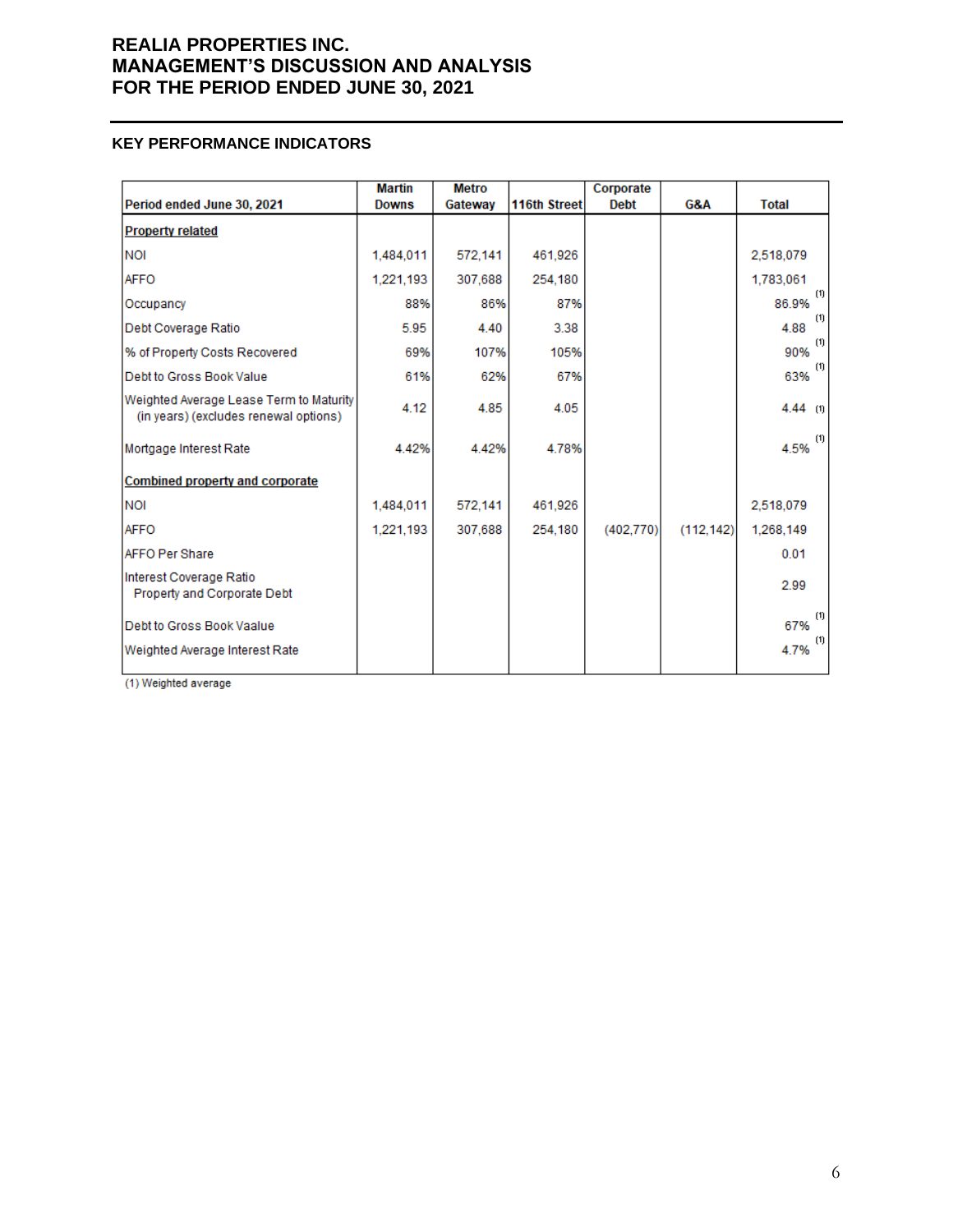## KEY PERFORMANCE INDICATORS

| Period ended June 30, 2021 | Martin Downs | Metro Gateway | 116th Street | Corporate Debt | G&A | Total |
|---|---|---|---|---|---|---|
| **Property related** | | | | | | |
| NOI | 1,484,011 | 572,141 | 461,926 | | | 2,518,079 |
| AFFO | 1,221,193 | 307,688 | 254,180 | | | 1,783,061 |
| Occupancy | 88% | 86% | 87% | | | 86.9% (1) |
| Debt Coverage Ratio | 5.95 | 4.40 | 3.38 | | | 4.88 (1) |
| % of Property Costs Recovered | 69% | 107% | 105% | | | 90% (1) |
| Debt to Gross Book Value | 61% | 62% | 67% | | | 63% (1) |
| Weighted Average Lease Term to Maturity (in years) (excludes renewal options) | 4.12 | 4.85 | 4.05 | | | 4.44 (1) |
| Mortgage Interest Rate | 4.42% | 4.42% | 4.78% | | | 4.5% (1) |
| **Combined property and corporate** | | | | | | |
| NOI | 1,484,011 | 572,141 | 461,926 | | | 2,518,079 |
| AFFO | 1,221,193 | 307,688 | 254,180 | (402,770) | (112,142) | 1,268,149 |
| AFFO Per Share | | | | | | 0.01 |
| Interest Coverage Ratio Property and Corporate Debt | | | | | | 2.99 |
| Debt to Gross Book Vaalue | | | | | | 67% (1) |
| Weighted Average Interest Rate | | | | | | 4.7% (1) |

(1) Weighted average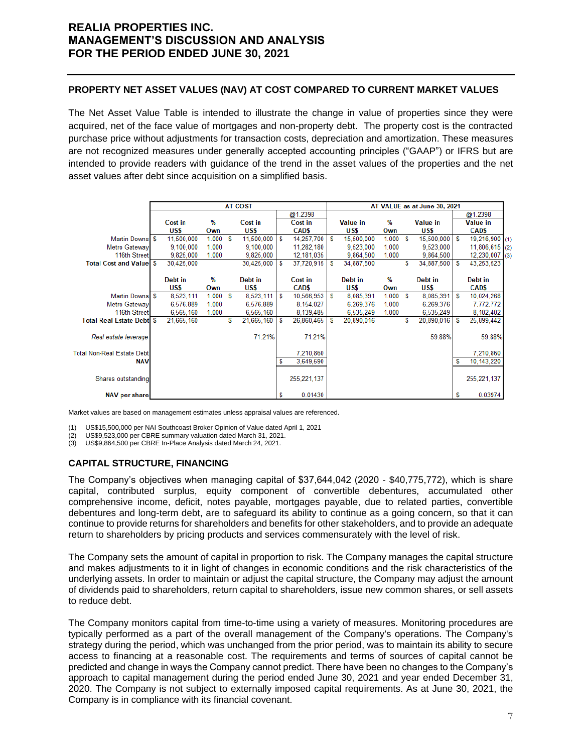## PROPERTY NET ASSET VALUES (NAV) AT COST COMPARED TO CURRENT MARKET VALUES

The Net Asset Value Table is intended to illustrate the change in value of properties since they were acquired, net of the face value of mortgages and non-property debt. The property cost is the contracted purchase price without adjustments for transaction costs, depreciation and amortization. These measures are not recognized measures under generally accepted accounting principles ("GAAP") or IFRS but are intended to provide readers with guidance of the trend in the asset values of the properties and the net asset values after debt since acquisition on a simplified basis.

| | AT COST | | | | AT VALUE as at June 30, 2021 | | | | |
|---|---|---|---|---|---|---|---|---|---|
| | | | | @1.2398 | | | | @1.2398 | |
| | Cost in US$ | % Own | Cost in US$ | Cost in CAD$ | Value in US$ | % Own | Value in US$ | Value in CAD$ | |
| Martin Downs | $ 11,500,000 | 1.000 | $ 11,500,000 | $ 14,257,700 | $ 15,500,000 | 1.000 | $ 15,500,000 | $ 19,216,900 | (1) |
| Metro Gateway | 9,100,000 | 1.000 | 9,100,000 | 11,282,180 | 9,523,000 | 1.000 | 9,523,000 | 11,806,615 | (2) |
| 116th Street | 9,825,000 | 1.000 | 9,825,000 | 12,181,035 | 9,864,500 | 1.000 | 9,864,500 | 12,230,007 | (3) |
| **Total Cost and Value** | $ 30,425,000 | | 30,425,000 | $ 37,720,915 | $ 34,887,500 | | $ 34,887,500 | $ 43,253,523 | |
| | Debt in US$ | % Own | Debt in US$ | Cost in CAD$ | Debt in US$ | % Own | Debt in US$ | Debt in CAD$ | |
| Martin Downs | $ 8,523,111 | 1.000 | $ 8,523,111 | $ 10,566,953 | $ 8,085,391 | 1.000 | $ 8,085,391 | $ 10,024,268 | |
| Metro Gateway | 6,576,889 | 1.000 | 6,576,889 | 8,154,027 | 6,269,376 | 1.000 | 6,269,376 | 7,772,772 | |
| 116th Street | 6,565,160 | 1.000 | 6,565,160 | 8,139,485 | 6,535,249 | 1.000 | 6,535,249 | 8,102,402 | |
| **Total Real Estate Debt** | $ 21,665,160 | | $ 21,665,160 | $ 26,860,465 | $ 20,890,016 | | $ 20,890,016 | $ 25,899,442 | |
| *Real estate leverage* | | | 71.21% | 71.21% | | | 59.88% | 59.88% | |
| Total Non-Real Estate Debt | | | | 7,210,860 | | | | 7,210,860 | |
| **NAV** | | | | $ 3,649,590 | | | | $ 10,143,220 | |
| Shares outstanding | | | | 255,221,137 | | | | 255,221,137 | |
| **NAV per share** | | | | $ 0.01430 | | | | $ 0.03974 | |

Market values are based on management estimates unless appraisal values are referenced.

(1) US$15,500,000 per NAI Southcoast Broker Opinion of Value dated April 1, 2021
(2) US$9,523,000 per CBRE summary valuation dated March 31, 2021.
(3) US$9,864,500 per CBRE In-Place Analysis dated March 24, 2021.

## CAPITAL STRUCTURE, FINANCING

The Company's objectives when managing capital of $37,644,042 (2020 - $40,775,772), which is share capital, contributed surplus, equity component of convertible debentures, accumulated other comprehensive income, deficit, notes payable, mortgages payable, due to related parties, convertible debentures and long-term debt, are to safeguard its ability to continue as a going concern, so that it can continue to provide returns for shareholders and benefits for other stakeholders, and to provide an adequate return to shareholders by pricing products and services commensurately with the level of risk.

The Company sets the amount of capital in proportion to risk. The Company manages the capital structure and makes adjustments to it in light of changes in economic conditions and the risk characteristics of the underlying assets. In order to maintain or adjust the capital structure, the Company may adjust the amount of dividends paid to shareholders, return capital to shareholders, issue new common shares, or sell assets to reduce debt.

The Company monitors capital from time-to-time using a variety of measures. Monitoring procedures are typically performed as a part of the overall management of the Company's operations. The Company's strategy during the period, which was unchanged from the prior period, was to maintain its ability to secure access to financing at a reasonable cost. The requirements and terms of sources of capital cannot be predicted and change in ways the Company cannot predict. There have been no changes to the Company's approach to capital management during the period ended June 30, 2021 and year ended December 31, 2020. The Company is not subject to externally imposed capital requirements. As at June 30, 2021, the Company is in compliance with its financial covenant.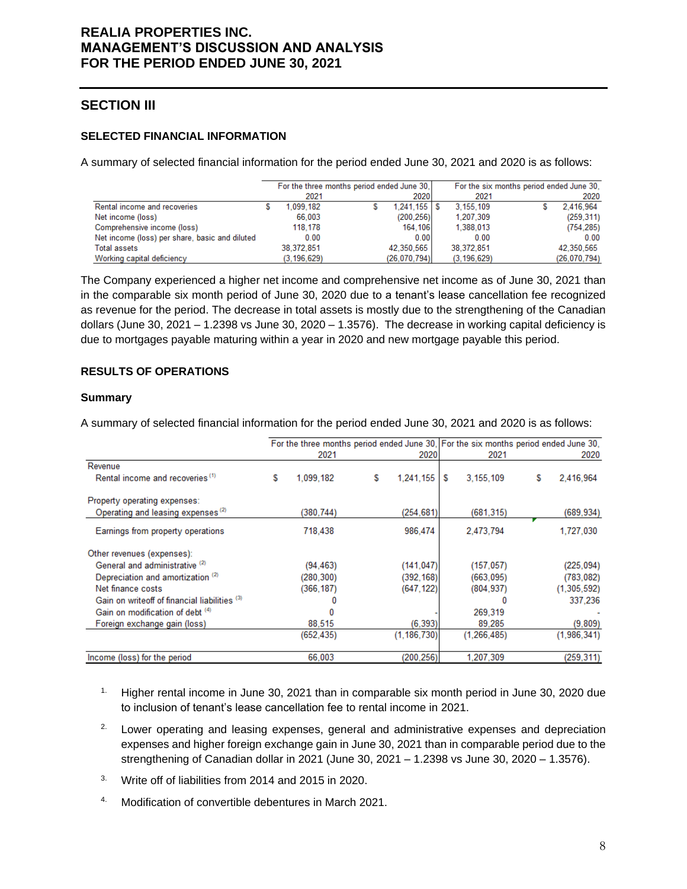## SECTION III

### SELECTED FINANCIAL INFORMATION

A summary of selected financial information for the period ended June 30, 2021 and 2020 is as follows:

| | For the three months period ended June 30, | | For the six months period ended June 30, | |
|---|---|---|---|---|
| | 2021 | 2020 | 2021 | 2020 |
| Rental income and recoveries | $ 1,099,182 | $ 1,241,155 | $ 3,155,109 | $ 2,416,964 |
| Net income (loss) | 66,003 | (200,256) | 1,207,309 | (259,311) |
| Comprehensive income (loss) | 118,178 | 164,106 | 1,388,013 | (754,285) |
| Net income (loss) per share, basic and diluted | 0.00 | 0.00 | 0.00 | 0.00 |
| Total assets | 38,372,851 | 42,350,565 | 38,372,851 | 42,350,565 |
| Working capital deficiency | (3,196,629) | (26,070,794) | (3,196,629) | (26,070,794) |

The Company experienced a higher net income and comprehensive net income as of June 30, 2021 than in the comparable six month period of June 30, 2020 due to a tenant's lease cancellation fee recognized as revenue for the period. The decrease in total assets is mostly due to the strengthening of the Canadian dollars (June 30, 2021 – 1.2398 vs June 30, 2020 – 1.3576). The decrease in working capital deficiency is due to mortgages payable maturing within a year in 2020 and new mortgage payable this period.

### RESULTS OF OPERATIONS

#### Summary

A summary of selected financial information for the period ended June 30, 2021 and 2020 is as follows:

| | For the three months period ended June 30, | | For the six months period ended June 30, | |
|---|---|---|---|---|
| | 2021 | 2020 | 2021 | 2020 |
| Revenue | | | | |
| Rental income and recoveries [1] | $ 1,099,182 | $ 1,241,155 | $ 3,155,109 | $ 2,416,964 |
| Property operating expenses: | | | | |
| Operating and leasing expenses [2] | (380,744) | (254,681) | (681,315) | (689,934) |
| Earnings from property operations | 718,438 | 986,474 | 2,473,794 | 1,727,030 |
| Other revenues (expenses): | | | | |
| General and administrative [2] | (94,463) | (141,047) | (157,057) | (225,094) |
| Depreciation and amortization [2] | (280,300) | (392,168) | (663,095) | (783,082) |
| Net finance costs | (366,187) | (647,122) | (804,937) | (1,305,592) |
| Gain on writeoff of financial liabilities [3] | 0 | | 0 | 337,236 |
| Gain on modification of debt [4] | 0 | - | 269,319 | - |
| Foreign exchange gain (loss) | 88,515 | (6,393) | 89,285 | (9,809) |
| | (652,435) | (1,186,730) | (1,266,485) | (1,986,341) |
| Income (loss) for the period | 66,003 | (200,256) | 1,207,309 | (259,311) |

1. Higher rental income in June 30, 2021 than in comparable six month period in June 30, 2020 due to inclusion of tenant's lease cancellation fee to rental income in 2021.
2. Lower operating and leasing expenses, general and administrative expenses and depreciation expenses and higher foreign exchange gain in June 30, 2021 than in comparable period due to the strengthening of Canadian dollar in 2021 (June 30, 2021 – 1.2398 vs June 30, 2020 – 1.3576).
3. Write off of liabilities from 2014 and 2015 in 2020.
4. Modification of convertible debentures in March 2021.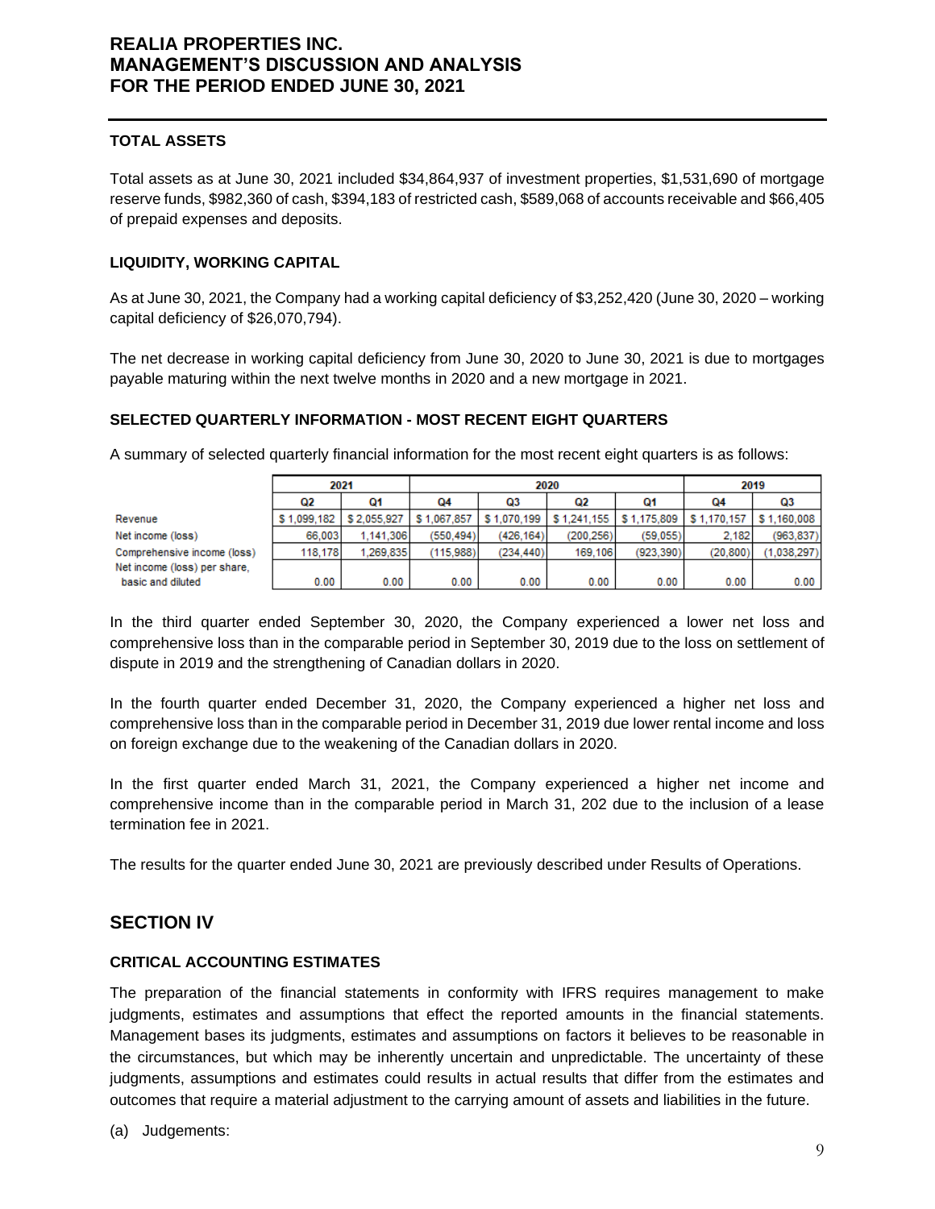**TOTAL ASSETS**

Total assets as at June 30, 2021 included $34,864,937 of investment properties, $1,531,690 of mortgage reserve funds, $982,360 of cash, $394,183 of restricted cash, $589,068 of accounts receivable and $66,405 of prepaid expenses and deposits.

**LIQUIDITY, WORKING CAPITAL**

As at June 30, 2021, the Company had a working capital deficiency of $3,252,420 (June 30, 2020 – working capital deficiency of $26,070,794).

The net decrease in working capital deficiency from June 30, 2020 to June 30, 2021 is due to mortgages payable maturing within the next twelve months in 2020 and a new mortgage in 2021.

**SELECTED QUARTERLY INFORMATION - MOST RECENT EIGHT QUARTERS**

A summary of selected quarterly financial information for the most recent eight quarters is as follows:

| | 2021 | | 2020 | | | | 2019 | |
|---|---|---|---|---|---|---|---|---|
| | Q2 | Q1 | Q4 | Q3 | Q2 | Q1 | Q4 | Q3 |
| Revenue | $ 1,099,182 | $ 2,055,927 | $ 1,067,857 | $ 1,070,199 | $ 1,241,155 | $ 1,175,809 | $ 1,170,157 | $ 1,160,008 |
| Net income (loss) | 66,003 | 1,141,306 | (550,494) | (426,164) | (200,256) | (59,055) | 2,182 | (963,837) |
| Comprehensive income (loss) | 118,178 | 1,269,835 | (115,988) | (234,440) | 169,106 | (923,390) | (20,800) | (1,038,297) |
| Net income (loss) per share, basic and diluted | 0.00 | 0.00 | 0.00 | 0.00 | 0.00 | 0.00 | 0.00 | 0.00 |

In the third quarter ended September 30, 2020, the Company experienced a lower net loss and comprehensive loss than in the comparable period in September 30, 2019 due to the loss on settlement of dispute in 2019 and the strengthening of Canadian dollars in 2020.

In the fourth quarter ended December 31, 2020, the Company experienced a higher net loss and comprehensive loss than in the comparable period in December 31, 2019 due lower rental income and loss on foreign exchange due to the weakening of the Canadian dollars in 2020.

In the first quarter ended March 31, 2021, the Company experienced a higher net income and comprehensive income than in the comparable period in March 31, 202 due to the inclusion of a lease termination fee in 2021.

The results for the quarter ended June 30, 2021 are previously described under Results of Operations.

## SECTION IV

**CRITICAL ACCOUNTING ESTIMATES**

The preparation of the financial statements in conformity with IFRS requires management to make judgments, estimates and assumptions that effect the reported amounts in the financial statements. Management bases its judgments, estimates and assumptions on factors it believes to be reasonable in the circumstances, but which may be inherently uncertain and unpredictable. The uncertainty of these judgments, assumptions and estimates could results in actual results that differ from the estimates and outcomes that require a material adjustment to the carrying amount of assets and liabilities in the future.

(a) Judgements: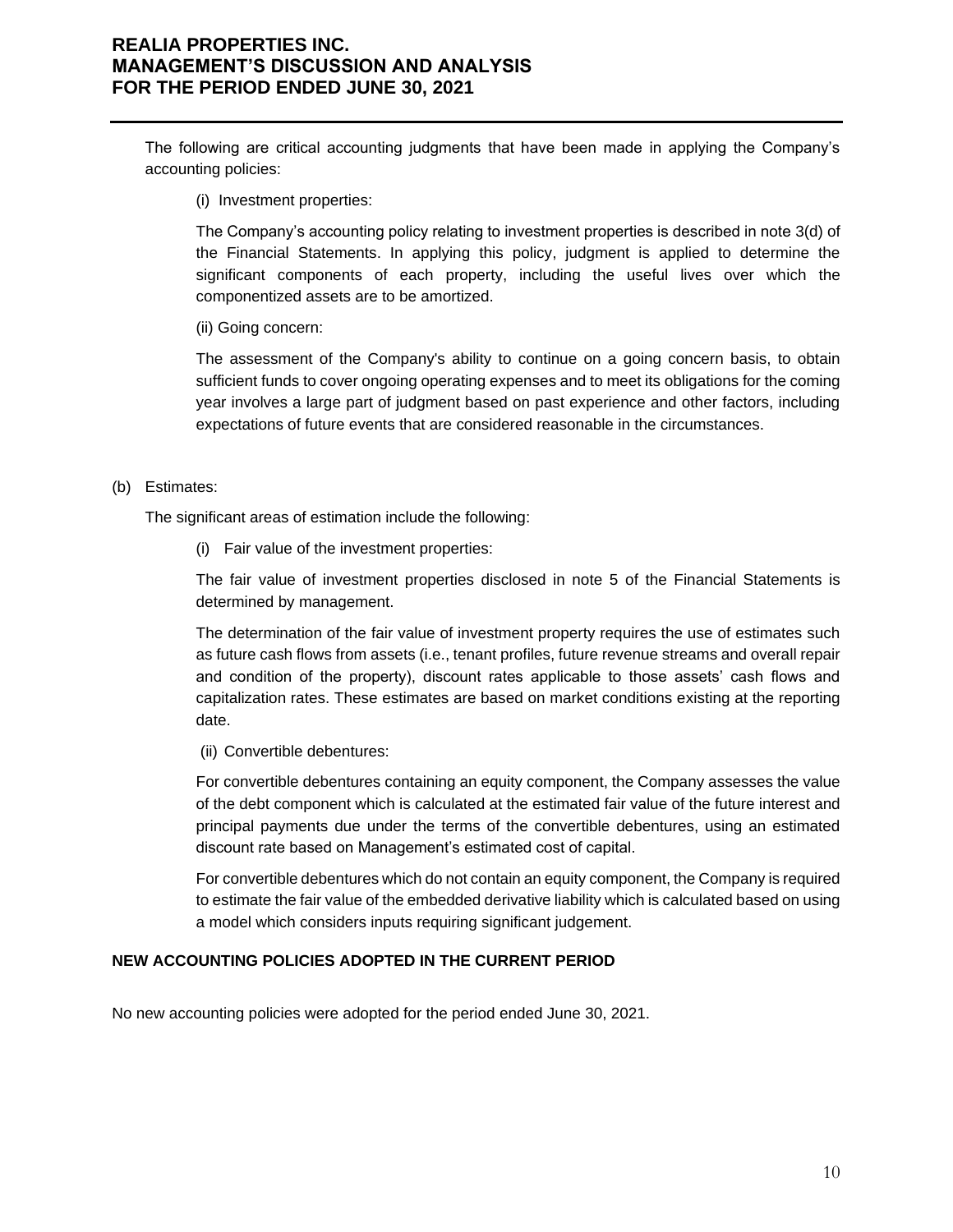The following are critical accounting judgments that have been made in applying the Company's accounting policies:

(i) Investment properties:

The Company's accounting policy relating to investment properties is described in note 3(d) of the Financial Statements. In applying this policy, judgment is applied to determine the significant components of each property, including the useful lives over which the componentized assets are to be amortized.

(ii) Going concern:

The assessment of the Company's ability to continue on a going concern basis, to obtain sufficient funds to cover ongoing operating expenses and to meet its obligations for the coming year involves a large part of judgment based on past experience and other factors, including expectations of future events that are considered reasonable in the circumstances.

(b) Estimates:

The significant areas of estimation include the following:

(i) Fair value of the investment properties:

The fair value of investment properties disclosed in note 5 of the Financial Statements is determined by management.

The determination of the fair value of investment property requires the use of estimates such as future cash flows from assets (i.e., tenant profiles, future revenue streams and overall repair and condition of the property), discount rates applicable to those assets' cash flows and capitalization rates. These estimates are based on market conditions existing at the reporting date.

(ii) Convertible debentures:

For convertible debentures containing an equity component, the Company assesses the value of the debt component which is calculated at the estimated fair value of the future interest and principal payments due under the terms of the convertible debentures, using an estimated discount rate based on Management's estimated cost of capital.

For convertible debentures which do not contain an equity component, the Company is required to estimate the fair value of the embedded derivative liability which is calculated based on using a model which considers inputs requiring significant judgement.

**NEW ACCOUNTING POLICIES ADOPTED IN THE CURRENT PERIOD**

No new accounting policies were adopted for the period ended June 30, 2021.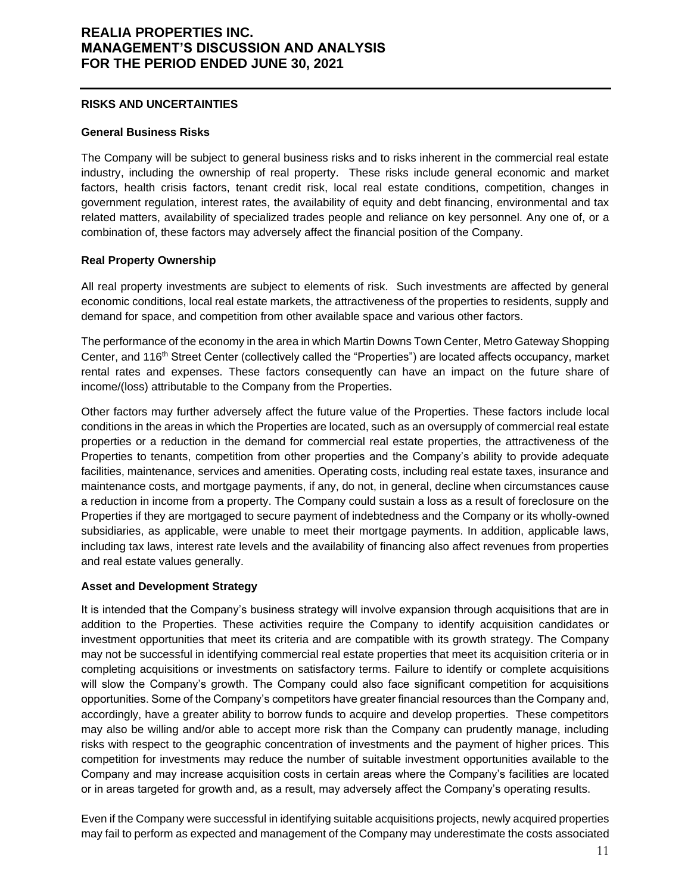## RISKS AND UNCERTAINTIES

### General Business Risks

The Company will be subject to general business risks and to risks inherent in the commercial real estate industry, including the ownership of real property. These risks include general economic and market factors, health crisis factors, tenant credit risk, local real estate conditions, competition, changes in government regulation, interest rates, the availability of equity and debt financing, environmental and tax related matters, availability of specialized trades people and reliance on key personnel. Any one of, or a combination of, these factors may adversely affect the financial position of the Company.

### Real Property Ownership

All real property investments are subject to elements of risk. Such investments are affected by general economic conditions, local real estate markets, the attractiveness of the properties to residents, supply and demand for space, and competition from other available space and various other factors.

The performance of the economy in the area in which Martin Downs Town Center, Metro Gateway Shopping Center, and 116th Street Center (collectively called the "Properties") are located affects occupancy, market rental rates and expenses. These factors consequently can have an impact on the future share of income/(loss) attributable to the Company from the Properties.

Other factors may further adversely affect the future value of the Properties. These factors include local conditions in the areas in which the Properties are located, such as an oversupply of commercial real estate properties or a reduction in the demand for commercial real estate properties, the attractiveness of the Properties to tenants, competition from other properties and the Company's ability to provide adequate facilities, maintenance, services and amenities. Operating costs, including real estate taxes, insurance and maintenance costs, and mortgage payments, if any, do not, in general, decline when circumstances cause a reduction in income from a property. The Company could sustain a loss as a result of foreclosure on the Properties if they are mortgaged to secure payment of indebtedness and the Company or its wholly-owned subsidiaries, as applicable, were unable to meet their mortgage payments. In addition, applicable laws, including tax laws, interest rate levels and the availability of financing also affect revenues from properties and real estate values generally.

### Asset and Development Strategy

It is intended that the Company's business strategy will involve expansion through acquisitions that are in addition to the Properties. These activities require the Company to identify acquisition candidates or investment opportunities that meet its criteria and are compatible with its growth strategy. The Company may not be successful in identifying commercial real estate properties that meet its acquisition criteria or in completing acquisitions or investments on satisfactory terms. Failure to identify or complete acquisitions will slow the Company's growth. The Company could also face significant competition for acquisitions opportunities. Some of the Company's competitors have greater financial resources than the Company and, accordingly, have a greater ability to borrow funds to acquire and develop properties. These competitors may also be willing and/or able to accept more risk than the Company can prudently manage, including risks with respect to the geographic concentration of investments and the payment of higher prices. This competition for investments may reduce the number of suitable investment opportunities available to the Company and may increase acquisition costs in certain areas where the Company's facilities are located or in areas targeted for growth and, as a result, may adversely affect the Company's operating results.

Even if the Company were successful in identifying suitable acquisitions projects, newly acquired properties may fail to perform as expected and management of the Company may underestimate the costs associated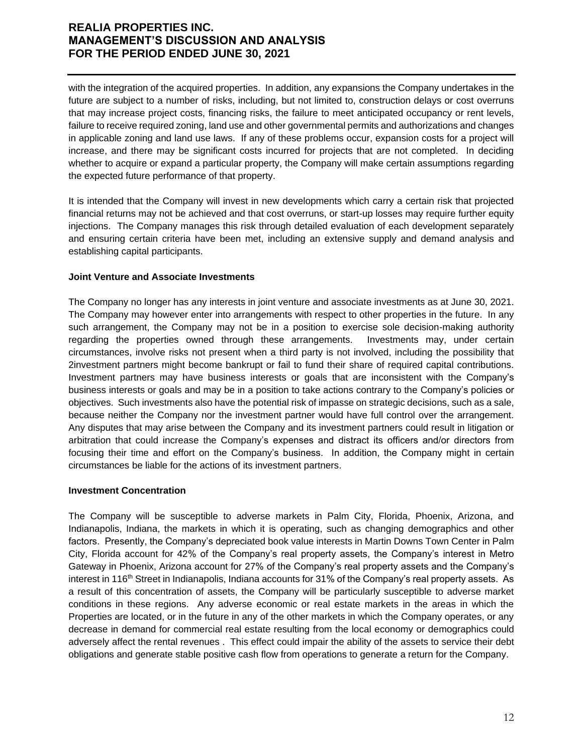with the integration of the acquired properties. In addition, any expansions the Company undertakes in the future are subject to a number of risks, including, but not limited to, construction delays or cost overruns that may increase project costs, financing risks, the failure to meet anticipated occupancy or rent levels, failure to receive required zoning, land use and other governmental permits and authorizations and changes in applicable zoning and land use laws. If any of these problems occur, expansion costs for a project will increase, and there may be significant costs incurred for projects that are not completed. In deciding whether to acquire or expand a particular property, the Company will make certain assumptions regarding the expected future performance of that property.

It is intended that the Company will invest in new developments which carry a certain risk that projected financial returns may not be achieved and that cost overruns, or start-up losses may require further equity injections. The Company manages this risk through detailed evaluation of each development separately and ensuring certain criteria have been met, including an extensive supply and demand analysis and establishing capital participants.

**Joint Venture and Associate Investments**

The Company no longer has any interests in joint venture and associate investments as at June 30, 2021. The Company may however enter into arrangements with respect to other properties in the future. In any such arrangement, the Company may not be in a position to exercise sole decision-making authority regarding the properties owned through these arrangements. Investments may, under certain circumstances, involve risks not present when a third party is not involved, including the possibility that 2investment partners might become bankrupt or fail to fund their share of required capital contributions. Investment partners may have business interests or goals that are inconsistent with the Company's business interests or goals and may be in a position to take actions contrary to the Company's policies or objectives. Such investments also have the potential risk of impasse on strategic decisions, such as a sale, because neither the Company nor the investment partner would have full control over the arrangement. Any disputes that may arise between the Company and its investment partners could result in litigation or arbitration that could increase the Company's expenses and distract its officers and/or directors from focusing their time and effort on the Company's business. In addition, the Company might in certain circumstances be liable for the actions of its investment partners.

**Investment Concentration**

The Company will be susceptible to adverse markets in Palm City, Florida, Phoenix, Arizona, and Indianapolis, Indiana, the markets in which it is operating, such as changing demographics and other factors. Presently, the Company's depreciated book value interests in Martin Downs Town Center in Palm City, Florida account for 42% of the Company's real property assets, the Company's interest in Metro Gateway in Phoenix, Arizona account for 27% of the Company's real property assets and the Company's interest in 116th Street in Indianapolis, Indiana accounts for 31% of the Company's real property assets. As a result of this concentration of assets, the Company will be particularly susceptible to adverse market conditions in these regions. Any adverse economic or real estate markets in the areas in which the Properties are located, or in the future in any of the other markets in which the Company operates, or any decrease in demand for commercial real estate resulting from the local economy or demographics could adversely affect the rental revenues . This effect could impair the ability of the assets to service their debt obligations and generate stable positive cash flow from operations to generate a return for the Company.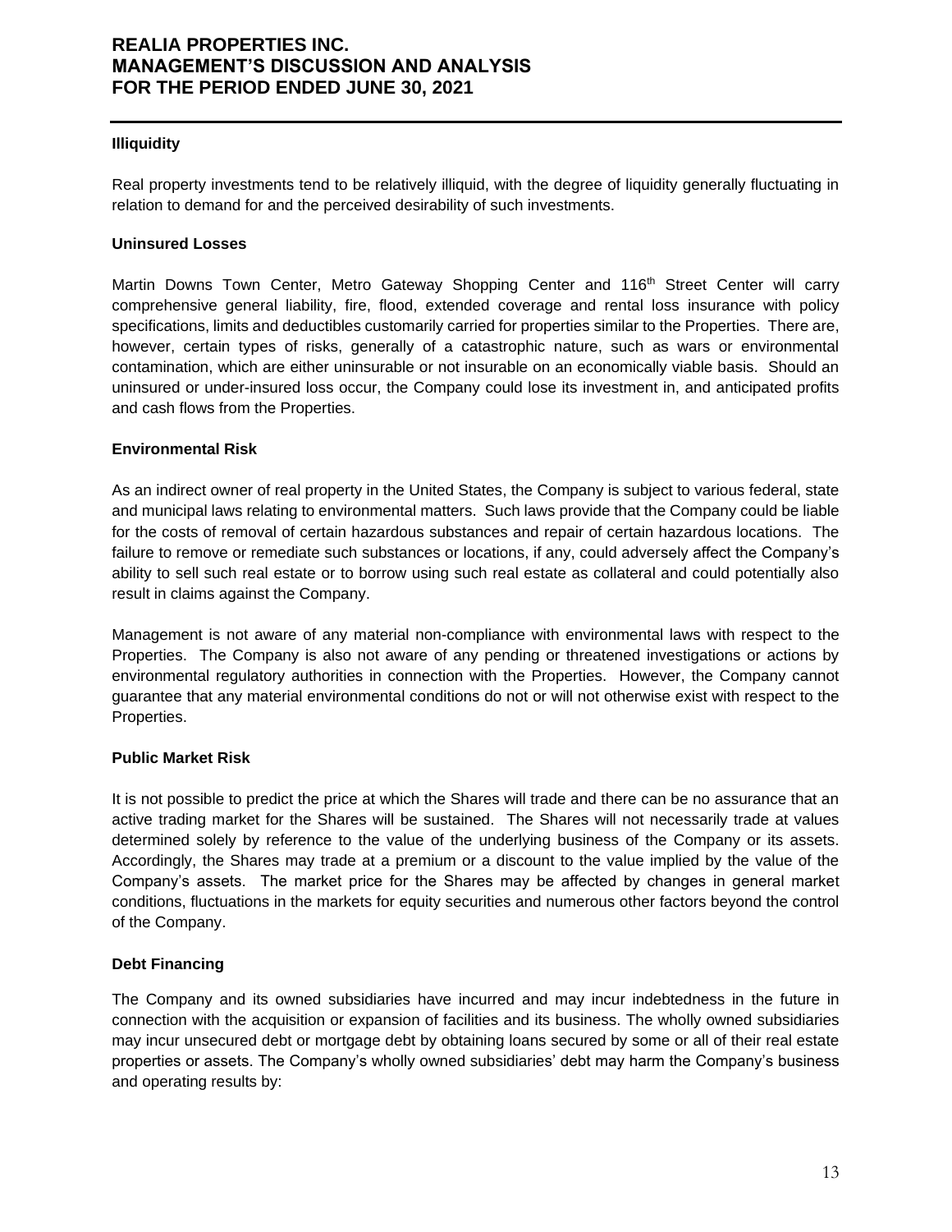**Illiquidity**

Real property investments tend to be relatively illiquid, with the degree of liquidity generally fluctuating in relation to demand for and the perceived desirability of such investments.

**Uninsured Losses**

Martin Downs Town Center, Metro Gateway Shopping Center and 116th Street Center will carry comprehensive general liability, fire, flood, extended coverage and rental loss insurance with policy specifications, limits and deductibles customarily carried for properties similar to the Properties. There are, however, certain types of risks, generally of a catastrophic nature, such as wars or environmental contamination, which are either uninsurable or not insurable on an economically viable basis. Should an uninsured or under-insured loss occur, the Company could lose its investment in, and anticipated profits and cash flows from the Properties.

**Environmental Risk**

As an indirect owner of real property in the United States, the Company is subject to various federal, state and municipal laws relating to environmental matters. Such laws provide that the Company could be liable for the costs of removal of certain hazardous substances and repair of certain hazardous locations. The failure to remove or remediate such substances or locations, if any, could adversely affect the Company's ability to sell such real estate or to borrow using such real estate as collateral and could potentially also result in claims against the Company.

Management is not aware of any material non-compliance with environmental laws with respect to the Properties. The Company is also not aware of any pending or threatened investigations or actions by environmental regulatory authorities in connection with the Properties. However, the Company cannot guarantee that any material environmental conditions do not or will not otherwise exist with respect to the Properties.

**Public Market Risk**

It is not possible to predict the price at which the Shares will trade and there can be no assurance that an active trading market for the Shares will be sustained. The Shares will not necessarily trade at values determined solely by reference to the value of the underlying business of the Company or its assets. Accordingly, the Shares may trade at a premium or a discount to the value implied by the value of the Company's assets. The market price for the Shares may be affected by changes in general market conditions, fluctuations in the markets for equity securities and numerous other factors beyond the control of the Company.

**Debt Financing**

The Company and its owned subsidiaries have incurred and may incur indebtedness in the future in connection with the acquisition or expansion of facilities and its business. The wholly owned subsidiaries may incur unsecured debt or mortgage debt by obtaining loans secured by some or all of their real estate properties or assets. The Company's wholly owned subsidiaries' debt may harm the Company's business and operating results by: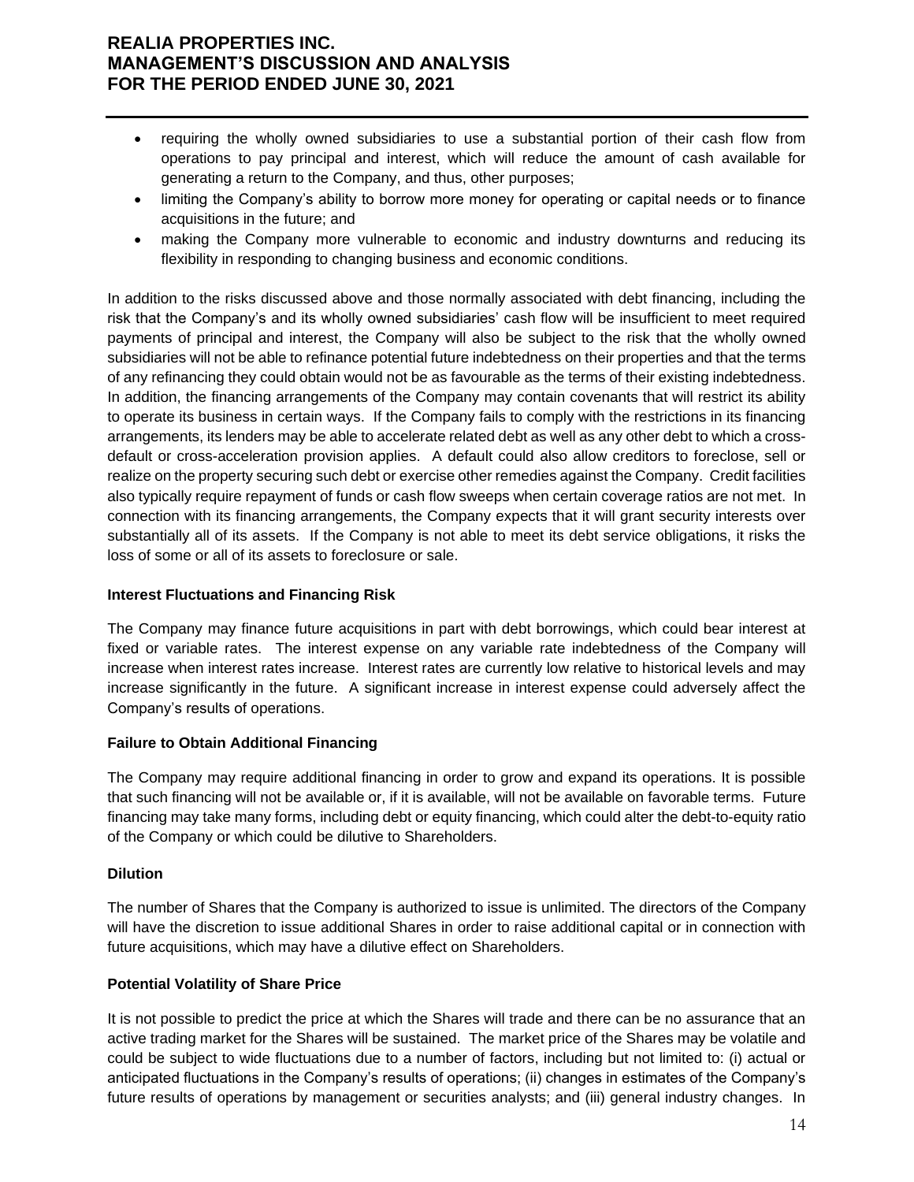- requiring the wholly owned subsidiaries to use a substantial portion of their cash flow from operations to pay principal and interest, which will reduce the amount of cash available for generating a return to the Company, and thus, other purposes;
- limiting the Company's ability to borrow more money for operating or capital needs or to finance acquisitions in the future; and
- making the Company more vulnerable to economic and industry downturns and reducing its flexibility in responding to changing business and economic conditions.

In addition to the risks discussed above and those normally associated with debt financing, including the risk that the Company's and its wholly owned subsidiaries' cash flow will be insufficient to meet required payments of principal and interest, the Company will also be subject to the risk that the wholly owned subsidiaries will not be able to refinance potential future indebtedness on their properties and that the terms of any refinancing they could obtain would not be as favourable as the terms of their existing indebtedness. In addition, the financing arrangements of the Company may contain covenants that will restrict its ability to operate its business in certain ways. If the Company fails to comply with the restrictions in its financing arrangements, its lenders may be able to accelerate related debt as well as any other debt to which a cross-default or cross-acceleration provision applies. A default could also allow creditors to foreclose, sell or realize on the property securing such debt or exercise other remedies against the Company. Credit facilities also typically require repayment of funds or cash flow sweeps when certain coverage ratios are not met. In connection with its financing arrangements, the Company expects that it will grant security interests over substantially all of its assets. If the Company is not able to meet its debt service obligations, it risks the loss of some or all of its assets to foreclosure or sale.

**Interest Fluctuations and Financing Risk**

The Company may finance future acquisitions in part with debt borrowings, which could bear interest at fixed or variable rates. The interest expense on any variable rate indebtedness of the Company will increase when interest rates increase. Interest rates are currently low relative to historical levels and may increase significantly in the future. A significant increase in interest expense could adversely affect the Company's results of operations.

**Failure to Obtain Additional Financing**

The Company may require additional financing in order to grow and expand its operations. It is possible that such financing will not be available or, if it is available, will not be available on favorable terms. Future financing may take many forms, including debt or equity financing, which could alter the debt-to-equity ratio of the Company or which could be dilutive to Shareholders.

**Dilution**

The number of Shares that the Company is authorized to issue is unlimited. The directors of the Company will have the discretion to issue additional Shares in order to raise additional capital or in connection with future acquisitions, which may have a dilutive effect on Shareholders.

**Potential Volatility of Share Price**

It is not possible to predict the price at which the Shares will trade and there can be no assurance that an active trading market for the Shares will be sustained. The market price of the Shares may be volatile and could be subject to wide fluctuations due to a number of factors, including but not limited to: (i) actual or anticipated fluctuations in the Company's results of operations; (ii) changes in estimates of the Company's future results of operations by management or securities analysts; and (iii) general industry changes. In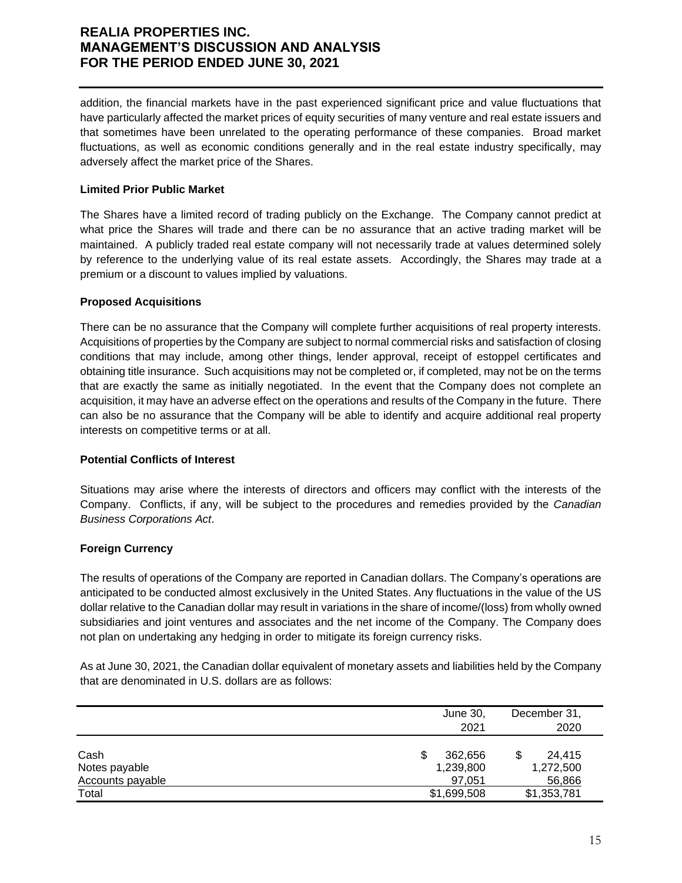addition, the financial markets have in the past experienced significant price and value fluctuations that have particularly affected the market prices of equity securities of many venture and real estate issuers and that sometimes have been unrelated to the operating performance of these companies. Broad market fluctuations, as well as economic conditions generally and in the real estate industry specifically, may adversely affect the market price of the Shares.

**Limited Prior Public Market**

The Shares have a limited record of trading publicly on the Exchange. The Company cannot predict at what price the Shares will trade and there can be no assurance that an active trading market will be maintained. A publicly traded real estate company will not necessarily trade at values determined solely by reference to the underlying value of its real estate assets. Accordingly, the Shares may trade at a premium or a discount to values implied by valuations.

**Proposed Acquisitions**

There can be no assurance that the Company will complete further acquisitions of real property interests. Acquisitions of properties by the Company are subject to normal commercial risks and satisfaction of closing conditions that may include, among other things, lender approval, receipt of estoppel certificates and obtaining title insurance. Such acquisitions may not be completed or, if completed, may not be on the terms that are exactly the same as initially negotiated. In the event that the Company does not complete an acquisition, it may have an adverse effect on the operations and results of the Company in the future. There can also be no assurance that the Company will be able to identify and acquire additional real property interests on competitive terms or at all.

**Potential Conflicts of Interest**

Situations may arise where the interests of directors and officers may conflict with the interests of the Company. Conflicts, if any, will be subject to the procedures and remedies provided by the *Canadian Business Corporations Act*.

**Foreign Currency**

The results of operations of the Company are reported in Canadian dollars. The Company's operations are anticipated to be conducted almost exclusively in the United States. Any fluctuations in the value of the US dollar relative to the Canadian dollar may result in variations in the share of income/(loss) from wholly owned subsidiaries and joint ventures and associates and the net income of the Company. The Company does not plan on undertaking any hedging in order to mitigate its foreign currency risks.

As at June 30, 2021, the Canadian dollar equivalent of monetary assets and liabilities held by the Company that are denominated in U.S. dollars are as follows:

| | June 30, 2021 | December 31, 2020 |
|---|---|---|
| Cash | $ 362,656 | $ 24,415 |
| Notes payable | 1,239,800 | 1,272,500 |
| Accounts payable | 97,051 | 56,866 |
| Total | $1,699,508 | $1,353,781 |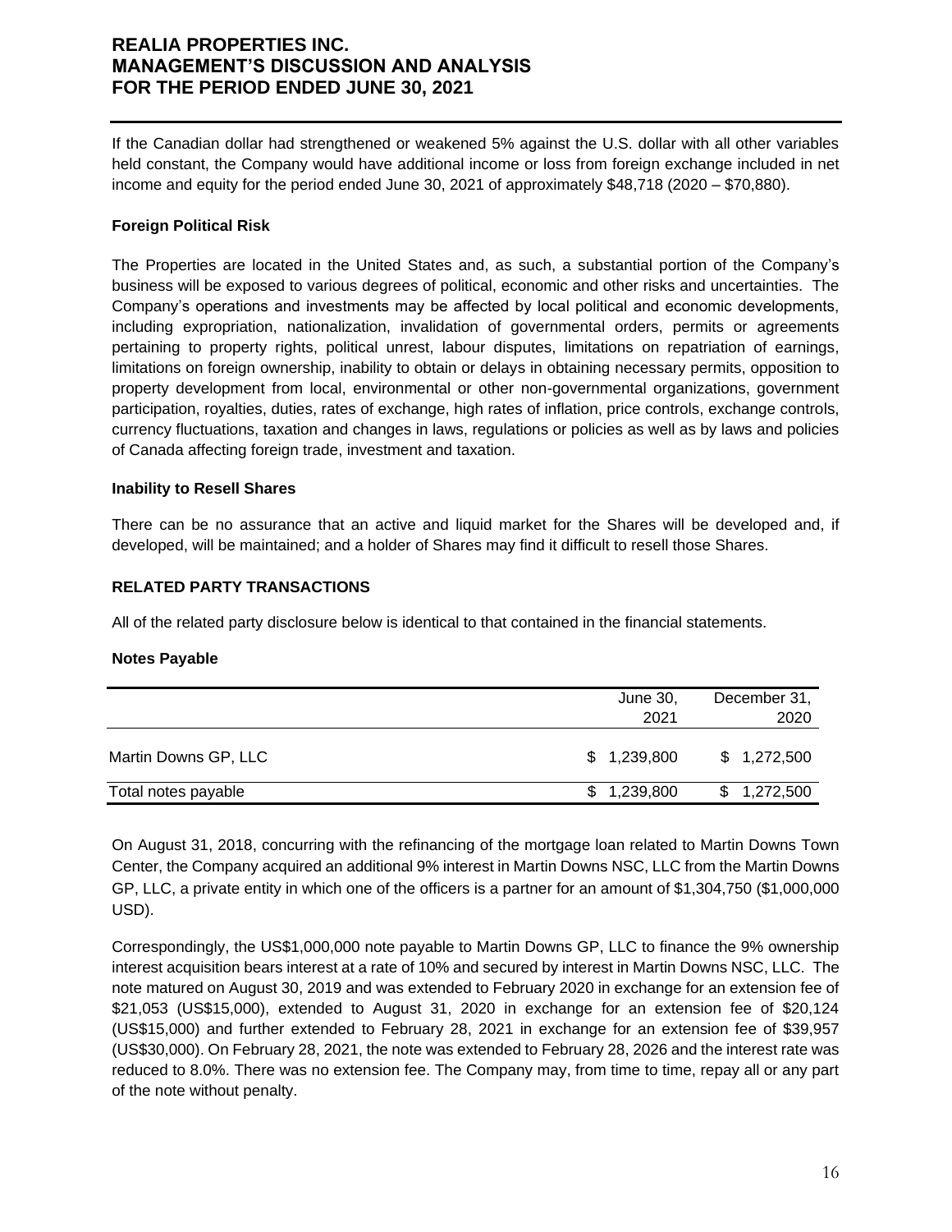If the Canadian dollar had strengthened or weakened 5% against the U.S. dollar with all other variables held constant, the Company would have additional income or loss from foreign exchange included in net income and equity for the period ended June 30, 2021 of approximately $48,718 (2020 – $70,880).

**Foreign Political Risk**

The Properties are located in the United States and, as such, a substantial portion of the Company's business will be exposed to various degrees of political, economic and other risks and uncertainties. The Company's operations and investments may be affected by local political and economic developments, including expropriation, nationalization, invalidation of governmental orders, permits or agreements pertaining to property rights, political unrest, labour disputes, limitations on repatriation of earnings, limitations on foreign ownership, inability to obtain or delays in obtaining necessary permits, opposition to property development from local, environmental or other non-governmental organizations, government participation, royalties, duties, rates of exchange, high rates of inflation, price controls, exchange controls, currency fluctuations, taxation and changes in laws, regulations or policies as well as by laws and policies of Canada affecting foreign trade, investment and taxation.

**Inability to Resell Shares**

There can be no assurance that an active and liquid market for the Shares will be developed and, if developed, will be maintained; and a holder of Shares may find it difficult to resell those Shares.

## RELATED PARTY TRANSACTIONS

All of the related party disclosure below is identical to that contained in the financial statements.

**Notes Payable**

| | June 30, 2021 | December 31, 2020 |
|---|---|---|
| Martin Downs GP, LLC | $ 1,239,800 | $ 1,272,500 |
| Total notes payable | $ 1,239,800 | $ 1,272,500 |

On August 31, 2018, concurring with the refinancing of the mortgage loan related to Martin Downs Town Center, the Company acquired an additional 9% interest in Martin Downs NSC, LLC from the Martin Downs GP, LLC, a private entity in which one of the officers is a partner for an amount of $1,304,750 ($1,000,000 USD).

Correspondingly, the US$1,000,000 note payable to Martin Downs GP, LLC to finance the 9% ownership interest acquisition bears interest at a rate of 10% and secured by interest in Martin Downs NSC, LLC. The note matured on August 30, 2019 and was extended to February 2020 in exchange for an extension fee of $21,053 (US$15,000), extended to August 31, 2020 in exchange for an extension fee of $20,124 (US$15,000) and further extended to February 28, 2021 in exchange for an extension fee of $39,957 (US$30,000). On February 28, 2021, the note was extended to February 28, 2026 and the interest rate was reduced to 8.0%. There was no extension fee. The Company may, from time to time, repay all or any part of the note without penalty.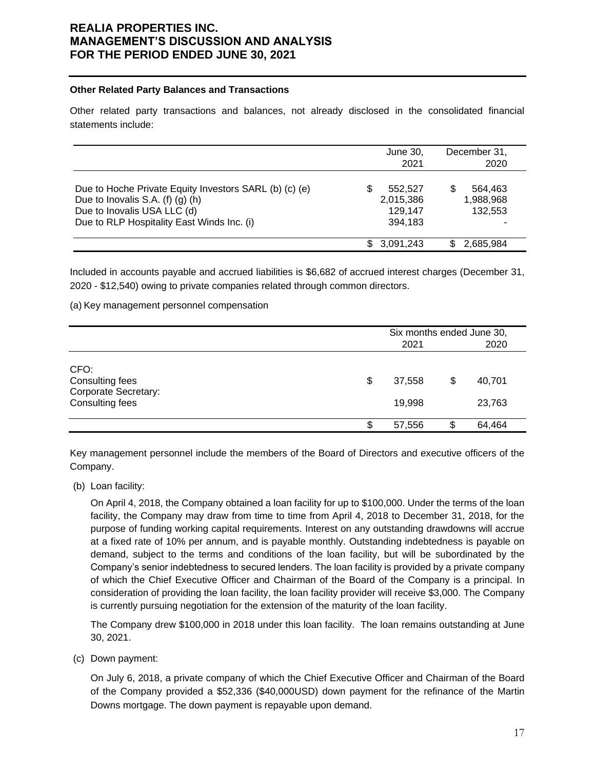### Other Related Party Balances and Transactions

Other related party transactions and balances, not already disclosed in the consolidated financial statements include:

| | June 30, 2021 | December 31, 2020 |
|---|---|---|
| Due to Hoche Private Equity Investors SARL (b) (c) (e) | $ 552,527 | $ 564,463 |
| Due to Inovalis S.A. (f) (g) (h) | 2,015,386 | 1,988,968 |
| Due to Inovalis USA LLC (d) | 129,147 | 132,553 |
| Due to RLP Hospitality East Winds Inc. (i) | 394,183 | - |
| | $ 3,091,243 | $ 2,685,984 |

Included in accounts payable and accrued liabilities is $6,682 of accrued interest charges (December 31, 2020 - $12,540) owing to private companies related through common directors.

(a) Key management personnel compensation

| | Six months ended June 30, 2021 | Six months ended June 30, 2020 |
|---|---|---|
| CFO: | | |
| Consulting fees | $ 37,558 | $ 40,701 |
| Corporate Secretary: | | |
| Consulting fees | 19,998 | 23,763 |
| | $ 57,556 | $ 64,464 |

Key management personnel include the members of the Board of Directors and executive officers of the Company.

(b) Loan facility:

On April 4, 2018, the Company obtained a loan facility for up to $100,000. Under the terms of the loan facility, the Company may draw from time to time from April 4, 2018 to December 31, 2018, for the purpose of funding working capital requirements. Interest on any outstanding drawdowns will accrue at a fixed rate of 10% per annum, and is payable monthly. Outstanding indebtedness is payable on demand, subject to the terms and conditions of the loan facility, but will be subordinated by the Company's senior indebtedness to secured lenders. The loan facility is provided by a private company of which the Chief Executive Officer and Chairman of the Board of the Company is a principal. In consideration of providing the loan facility, the loan facility provider will receive $3,000. The Company is currently pursuing negotiation for the extension of the maturity of the loan facility.

The Company drew $100,000 in 2018 under this loan facility. The loan remains outstanding at June 30, 2021.

(c) Down payment:

On July 6, 2018, a private company of which the Chief Executive Officer and Chairman of the Board of the Company provided a $52,336 ($40,000USD) down payment for the refinance of the Martin Downs mortgage. The down payment is repayable upon demand.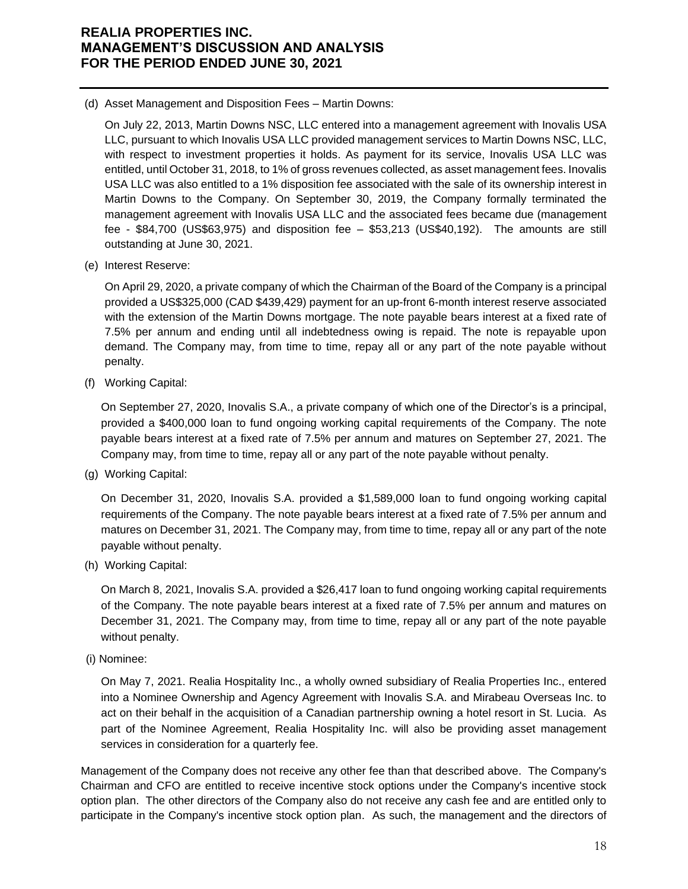(d) Asset Management and Disposition Fees – Martin Downs:

On July 22, 2013, Martin Downs NSC, LLC entered into a management agreement with Inovalis USA LLC, pursuant to which Inovalis USA LLC provided management services to Martin Downs NSC, LLC, with respect to investment properties it holds. As payment for its service, Inovalis USA LLC was entitled, until October 31, 2018, to 1% of gross revenues collected, as asset management fees. Inovalis USA LLC was also entitled to a 1% disposition fee associated with the sale of its ownership interest in Martin Downs to the Company. On September 30, 2019, the Company formally terminated the management agreement with Inovalis USA LLC and the associated fees became due (management fee - $84,700 (US$63,975) and disposition fee – $53,213 (US$40,192). The amounts are still outstanding at June 30, 2021.

(e) Interest Reserve:

On April 29, 2020, a private company of which the Chairman of the Board of the Company is a principal provided a US$325,000 (CAD $439,429) payment for an up-front 6-month interest reserve associated with the extension of the Martin Downs mortgage. The note payable bears interest at a fixed rate of 7.5% per annum and ending until all indebtedness owing is repaid. The note is repayable upon demand. The Company may, from time to time, repay all or any part of the note payable without penalty.

(f) Working Capital:

On September 27, 2020, Inovalis S.A., a private company of which one of the Director's is a principal, provided a $400,000 loan to fund ongoing working capital requirements of the Company. The note payable bears interest at a fixed rate of 7.5% per annum and matures on September 27, 2021. The Company may, from time to time, repay all or any part of the note payable without penalty.

(g) Working Capital:

On December 31, 2020, Inovalis S.A. provided a $1,589,000 loan to fund ongoing working capital requirements of the Company. The note payable bears interest at a fixed rate of 7.5% per annum and matures on December 31, 2021. The Company may, from time to time, repay all or any part of the note payable without penalty.

(h) Working Capital:

On March 8, 2021, Inovalis S.A. provided a $26,417 loan to fund ongoing working capital requirements of the Company. The note payable bears interest at a fixed rate of 7.5% per annum and matures on December 31, 2021. The Company may, from time to time, repay all or any part of the note payable without penalty.

(i) Nominee:

On May 7, 2021. Realia Hospitality Inc., a wholly owned subsidiary of Realia Properties Inc., entered into a Nominee Ownership and Agency Agreement with Inovalis S.A. and Mirabeau Overseas Inc. to act on their behalf in the acquisition of a Canadian partnership owning a hotel resort in St. Lucia. As part of the Nominee Agreement, Realia Hospitality Inc. will also be providing asset management services in consideration for a quarterly fee.

Management of the Company does not receive any other fee than that described above. The Company's Chairman and CFO are entitled to receive incentive stock options under the Company's incentive stock option plan. The other directors of the Company also do not receive any cash fee and are entitled only to participate in the Company's incentive stock option plan. As such, the management and the directors of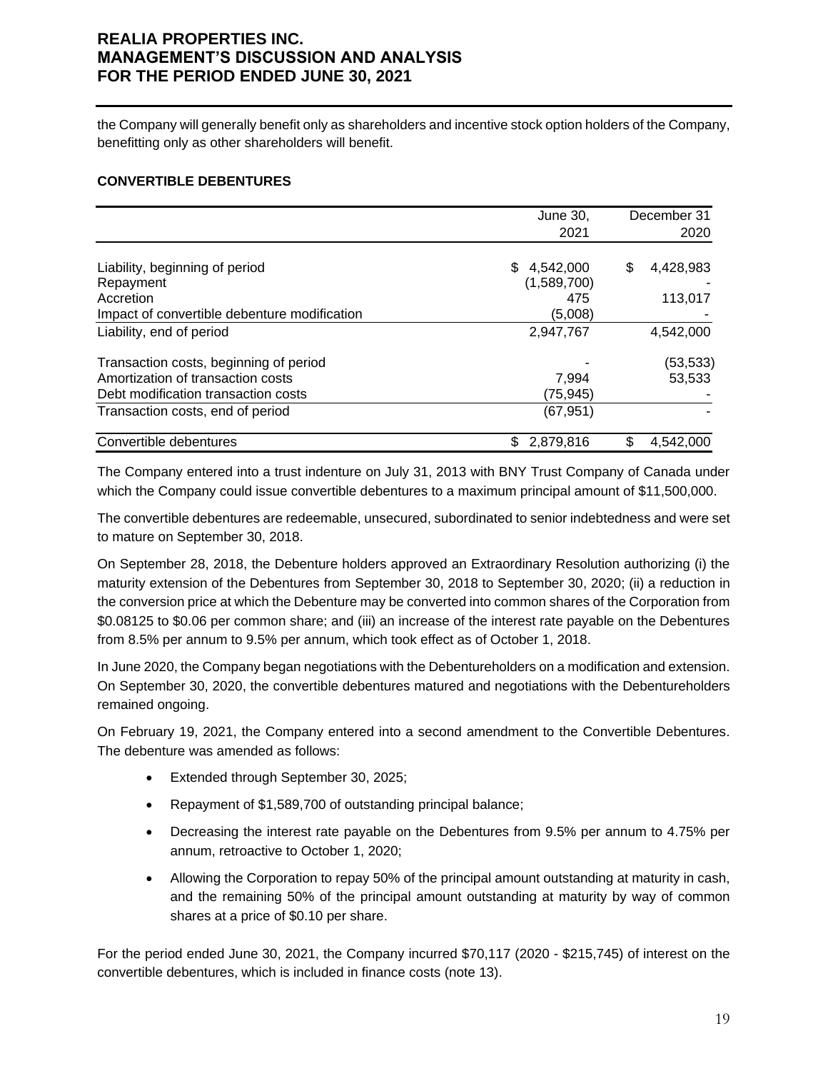the Company will generally benefit only as shareholders and incentive stock option holders of the Company, benefitting only as other shareholders will benefit.

**CONVERTIBLE DEBENTURES**

| | June 30, 2021 | December 31 2020 |
|---|---|---|
| Liability, beginning of period | $ 4,542,000 | $ 4,428,983 |
| Repayment | (1,589,700) | - |
| Accretion | 475 | 113,017 |
| Impact of convertible debenture modification | (5,008) | - |
| Liability, end of period | 2,947,767 | 4,542,000 |
| Transaction costs, beginning of period | - | (53,533) |
| Amortization of transaction costs | 7,994 | 53,533 |
| Debt modification transaction costs | (75,945) | - |
| Transaction costs, end of period | (67,951) | - |
| Convertible debentures | $ 2,879,816 | $ 4,542,000 |

The Company entered into a trust indenture on July 31, 2013 with BNY Trust Company of Canada under which the Company could issue convertible debentures to a maximum principal amount of $11,500,000.

The convertible debentures are redeemable, unsecured, subordinated to senior indebtedness and were set to mature on September 30, 2018.

On September 28, 2018, the Debenture holders approved an Extraordinary Resolution authorizing (i) the maturity extension of the Debentures from September 30, 2018 to September 30, 2020; (ii) a reduction in the conversion price at which the Debenture may be converted into common shares of the Corporation from $0.08125 to $0.06 per common share; and (iii) an increase of the interest rate payable on the Debentures from 8.5% per annum to 9.5% per annum, which took effect as of October 1, 2018.

In June 2020, the Company began negotiations with the Debentureholders on a modification and extension. On September 30, 2020, the convertible debentures matured and negotiations with the Debentureholders remained ongoing.

On February 19, 2021, the Company entered into a second amendment to the Convertible Debentures. The debenture was amended as follows:

- Extended through September 30, 2025;
- Repayment of $1,589,700 of outstanding principal balance;
- Decreasing the interest rate payable on the Debentures from 9.5% per annum to 4.75% per annum, retroactive to October 1, 2020;
- Allowing the Corporation to repay 50% of the principal amount outstanding at maturity in cash, and the remaining 50% of the principal amount outstanding at maturity by way of common shares at a price of $0.10 per share.

For the period ended June 30, 2021, the Company incurred $70,117 (2020 - $215,745) of interest on the convertible debentures, which is included in finance costs (note 13).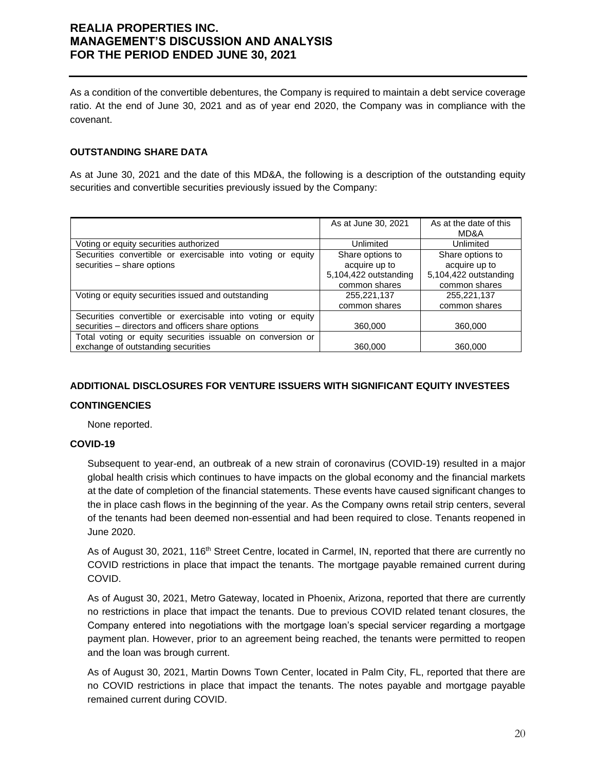As a condition of the convertible debentures, the Company is required to maintain a debt service coverage ratio. At the end of June 30, 2021 and as of year end 2020, the Company was in compliance with the covenant.

### OUTSTANDING SHARE DATA

As at June 30, 2021 and the date of this MD&A, the following is a description of the outstanding equity securities and convertible securities previously issued by the Company:

| | As at June 30, 2021 | As at the date of this MD&A |
|---|---|---|
| Voting or equity securities authorized | Unlimited | Unlimited |
| Securities convertible or exercisable into voting or equity securities – share options | Share options to acquire up to 5,104,422 outstanding common shares | Share options to acquire up to 5,104,422 outstanding common shares |
| Voting or equity securities issued and outstanding | 255,221,137 common shares | 255,221,137 common shares |
| Securities convertible or exercisable into voting or equity securities – directors and officers share options | 360,000 | 360,000 |
| Total voting or equity securities issuable on conversion or exchange of outstanding securities | 360,000 | 360,000 |

### ADDITIONAL DISCLOSURES FOR VENTURE ISSUERS WITH SIGNIFICANT EQUITY INVESTEES

### CONTINGENCIES

None reported.

### COVID-19

Subsequent to year-end, an outbreak of a new strain of coronavirus (COVID-19) resulted in a major global health crisis which continues to have impacts on the global economy and the financial markets at the date of completion of the financial statements. These events have caused significant changes to the in place cash flows in the beginning of the year. As the Company owns retail strip centers, several of the tenants had been deemed non-essential and had been required to close. Tenants reopened in June 2020.

As of August 30, 2021, 116th Street Centre, located in Carmel, IN, reported that there are currently no COVID restrictions in place that impact the tenants. The mortgage payable remained current during COVID.

As of August 30, 2021, Metro Gateway, located in Phoenix, Arizona, reported that there are currently no restrictions in place that impact the tenants. Due to previous COVID related tenant closures, the Company entered into negotiations with the mortgage loan's special servicer regarding a mortgage payment plan. However, prior to an agreement being reached, the tenants were permitted to reopen and the loan was brough current.

As of August 30, 2021, Martin Downs Town Center, located in Palm City, FL, reported that there are no COVID restrictions in place that impact the tenants. The notes payable and mortgage payable remained current during COVID.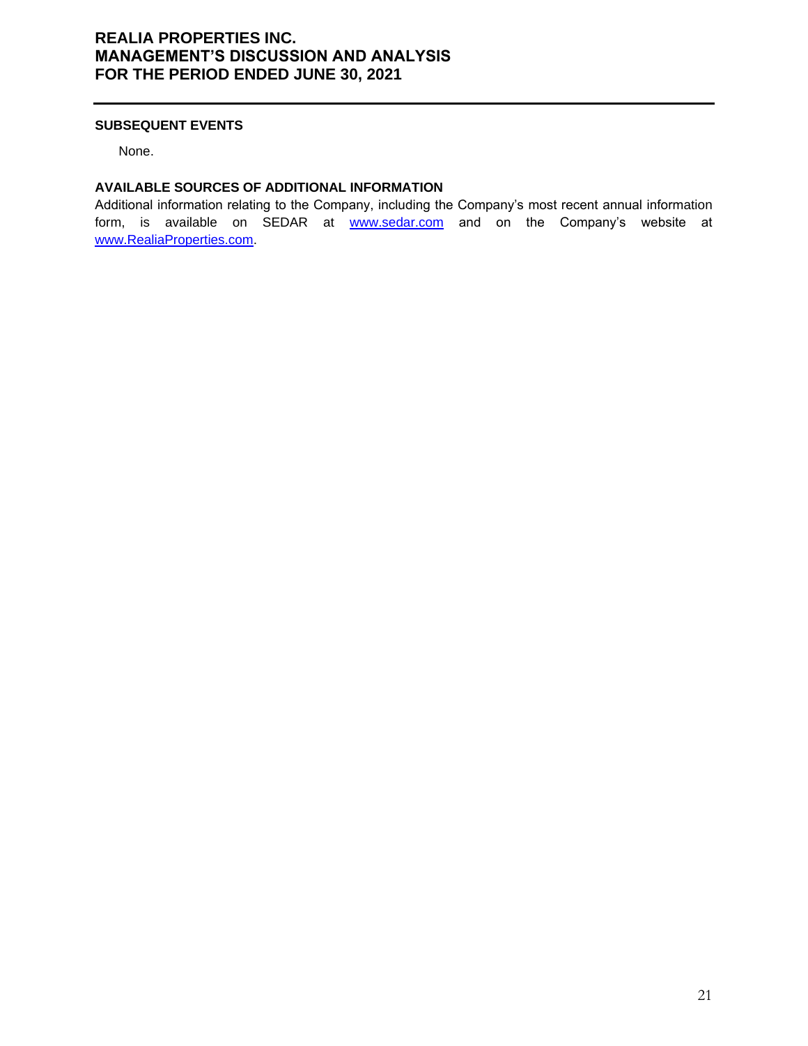## SUBSEQUENT EVENTS

None.

## AVAILABLE SOURCES OF ADDITIONAL INFORMATION

Additional information relating to the Company, including the Company's most recent annual information form, is available on SEDAR at www.sedar.com and on the Company's website at www.RealiaProperties.com.